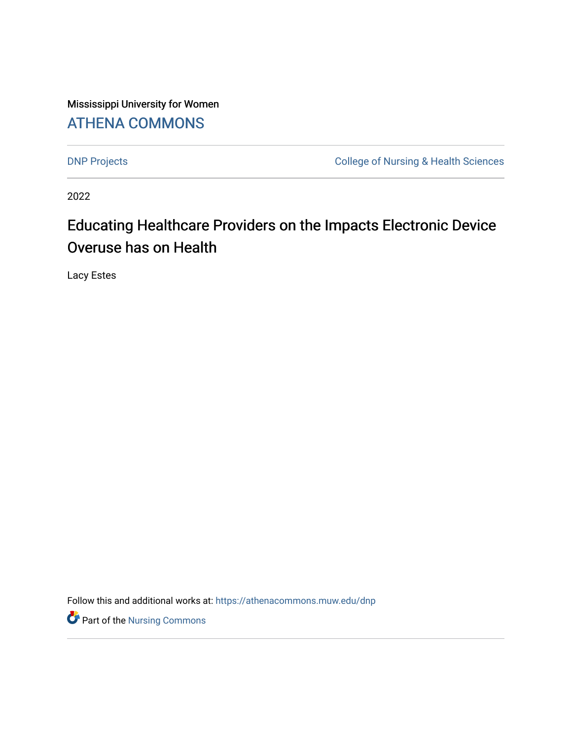Mississippi University for Women

# ATHENA COMMONS

DNP Projects

College of Nursing & Health Sciences

2022

# Educating Healthcare Providers on the Impacts Electronic Device Overuse has on Health

Lacy Estes

Follow this and additional works at: https://athenacommons.muw.edu/dnp

Part of the Nursing Commons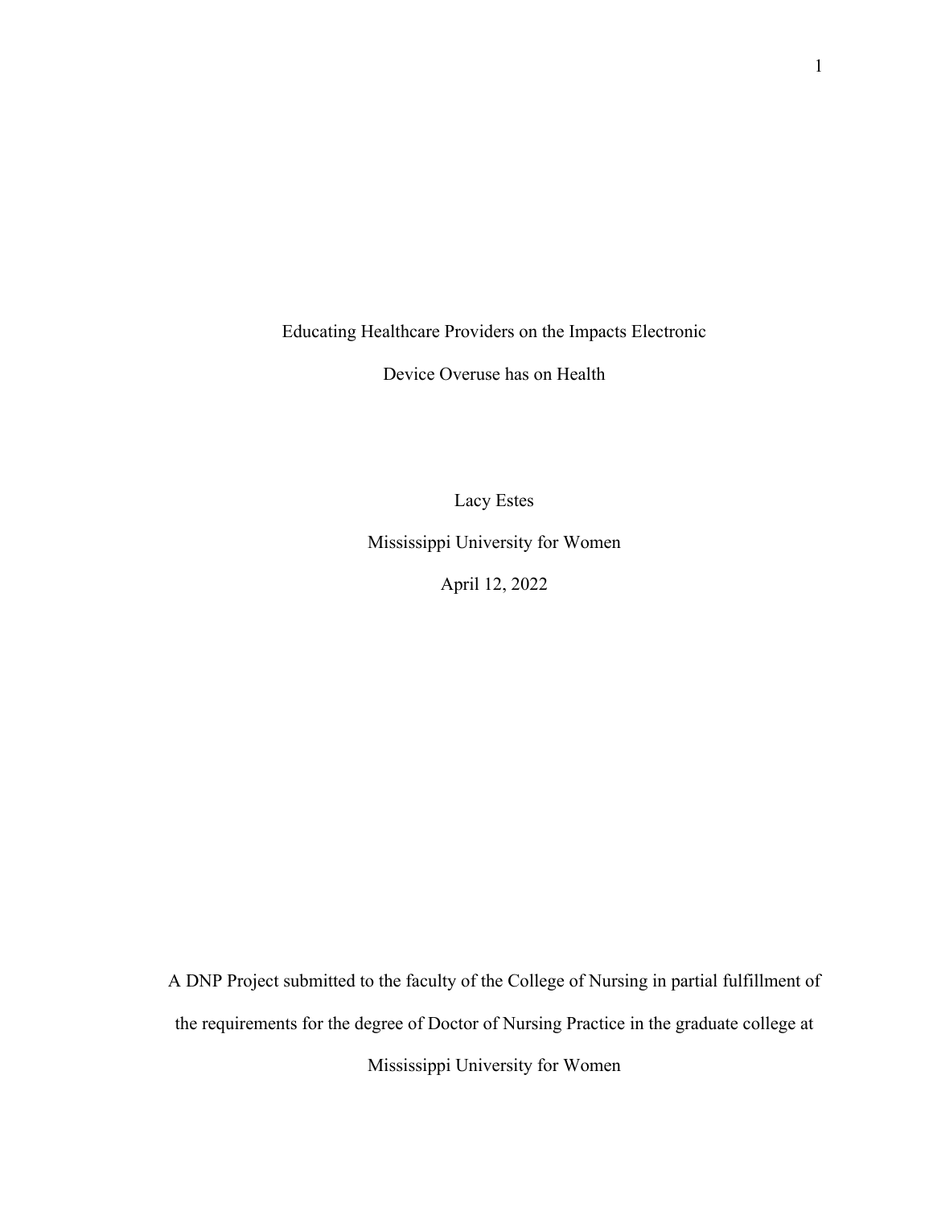# Educating Healthcare Providers on the Impacts Electronic Device Overuse has on Health

Lacy Estes

Mississippi University for Women

April 12, 2022

A DNP Project submitted to the faculty of the College of Nursing in partial fulfillment of the requirements for the degree of Doctor of Nursing Practice in the graduate college at Mississippi University for Women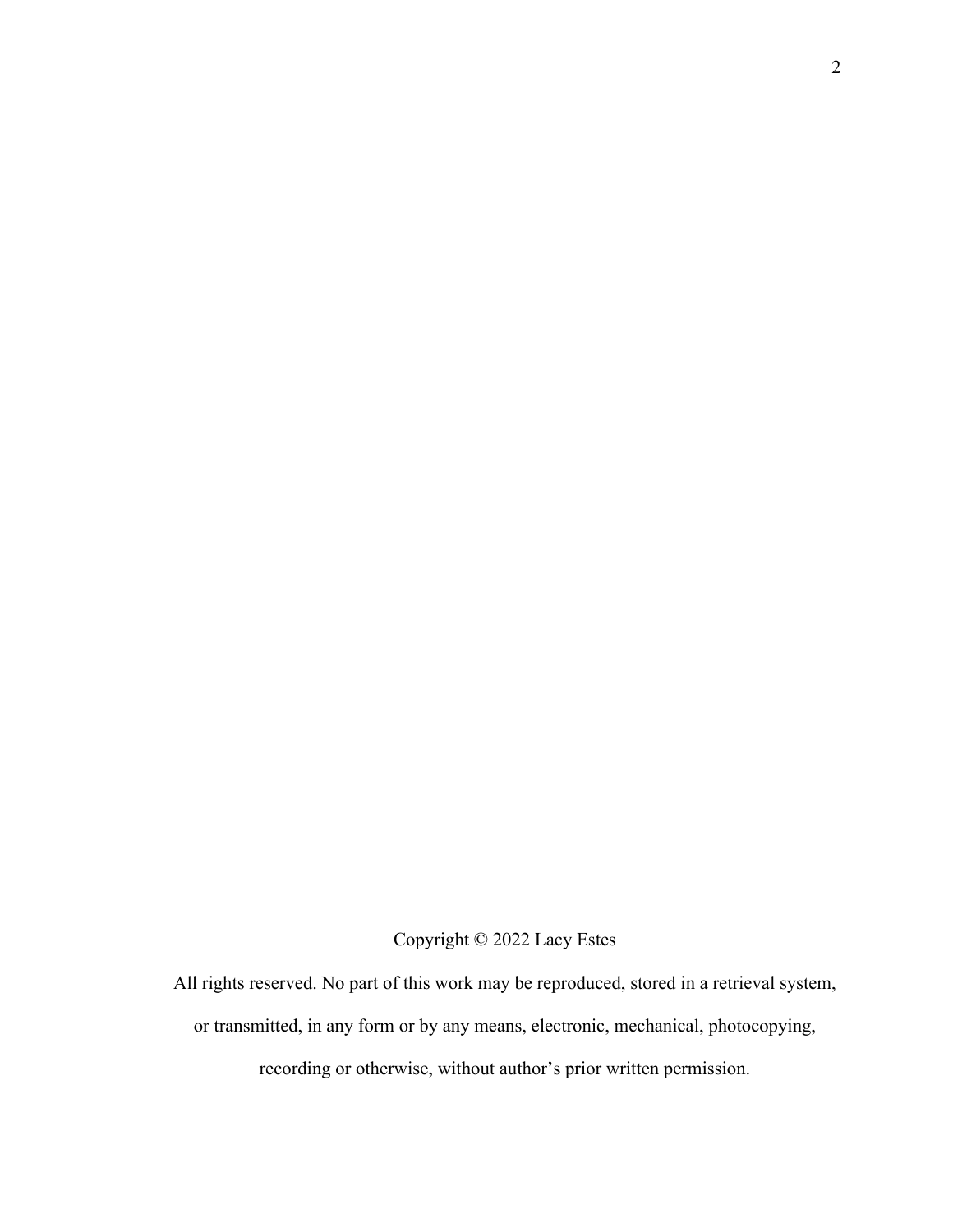Copyright © 2022 Lacy Estes

All rights reserved. No part of this work may be reproduced, stored in a retrieval system, or transmitted, in any form or by any means, electronic, mechanical, photocopying, recording or otherwise, without author's prior written permission.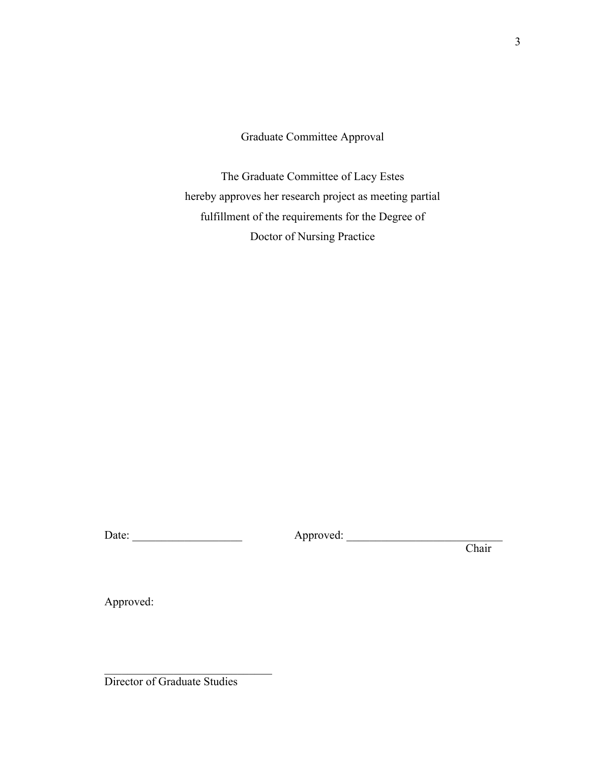Graduate Committee Approval

The Graduate Committee of Lacy Estes
hereby approves her research project as meeting partial
fulfillment of the requirements for the Degree of
Doctor of Nursing Practice

Date: ___________________ Approved: ___________________________
Chair

Approved:

_____________________________
Director of Graduate Studies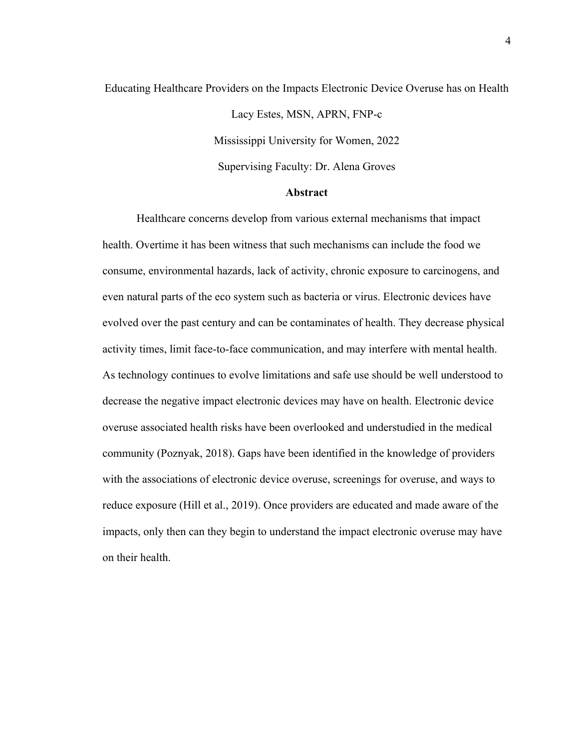Educating Healthcare Providers on the Impacts Electronic Device Overuse has on Health

Lacy Estes, MSN, APRN, FNP-c

Mississippi University for Women, 2022

Supervising Faculty: Dr. Alena Groves

## Abstract

Healthcare concerns develop from various external mechanisms that impact health. Overtime it has been witness that such mechanisms can include the food we consume, environmental hazards, lack of activity, chronic exposure to carcinogens, and even natural parts of the eco system such as bacteria or virus. Electronic devices have evolved over the past century and can be contaminates of health. They decrease physical activity times, limit face-to-face communication, and may interfere with mental health. As technology continues to evolve limitations and safe use should be well understood to decrease the negative impact electronic devices may have on health. Electronic device overuse associated health risks have been overlooked and understudied in the medical community (Poznyak, 2018). Gaps have been identified in the knowledge of providers with the associations of electronic device overuse, screenings for overuse, and ways to reduce exposure (Hill et al., 2019). Once providers are educated and made aware of the impacts, only then can they begin to understand the impact electronic overuse may have on their health.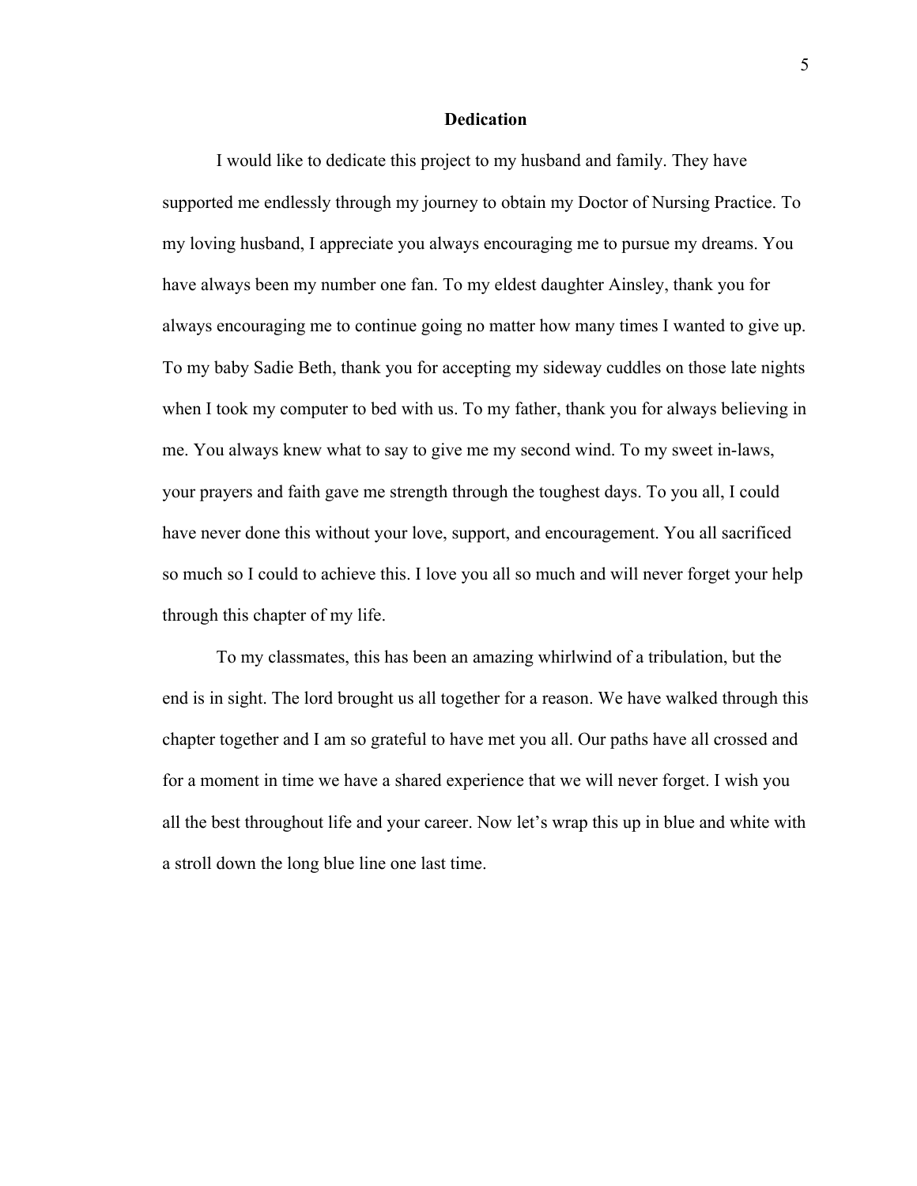## Dedication

I would like to dedicate this project to my husband and family. They have supported me endlessly through my journey to obtain my Doctor of Nursing Practice. To my loving husband, I appreciate you always encouraging me to pursue my dreams. You have always been my number one fan. To my eldest daughter Ainsley, thank you for always encouraging me to continue going no matter how many times I wanted to give up. To my baby Sadie Beth, thank you for accepting my sideway cuddles on those late nights when I took my computer to bed with us. To my father, thank you for always believing in me. You always knew what to say to give me my second wind. To my sweet in-laws, your prayers and faith gave me strength through the toughest days. To you all, I could have never done this without your love, support, and encouragement. You all sacrificed so much so I could to achieve this. I love you all so much and will never forget your help through this chapter of my life.

To my classmates, this has been an amazing whirlwind of a tribulation, but the end is in sight. The lord brought us all together for a reason. We have walked through this chapter together and I am so grateful to have met you all. Our paths have all crossed and for a moment in time we have a shared experience that we will never forget. I wish you all the best throughout life and your career. Now let's wrap this up in blue and white with a stroll down the long blue line one last time.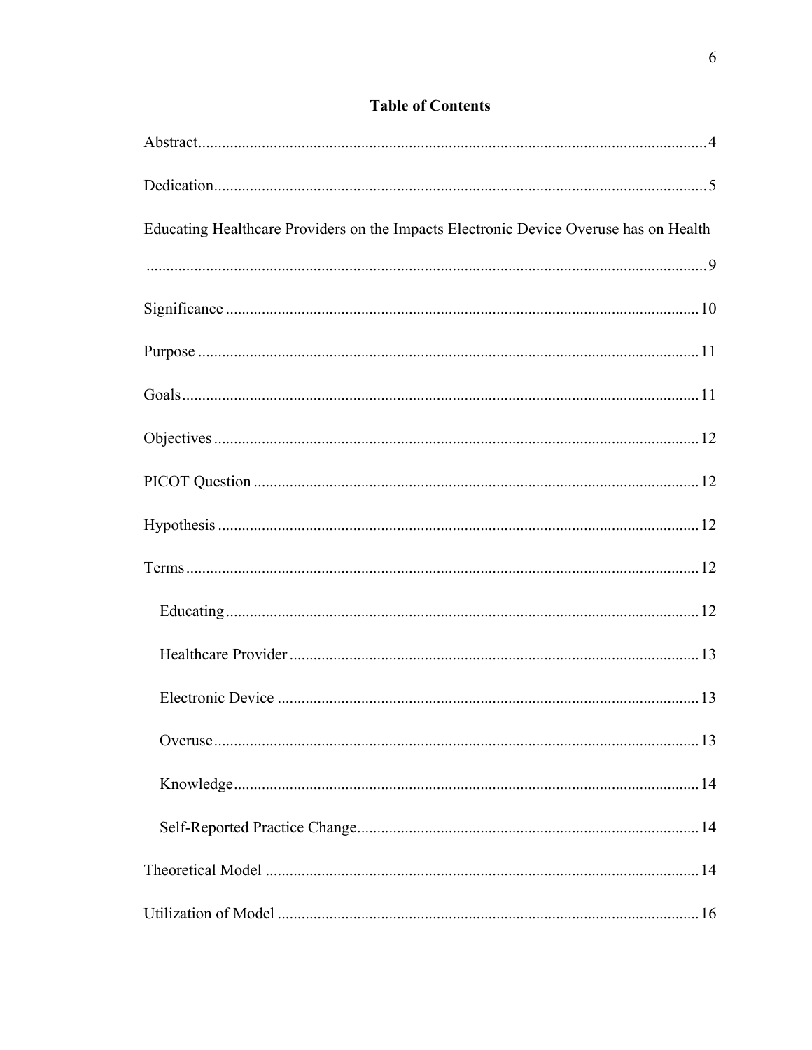# Table of Contents

Abstract .......... 4

Dedication .......... 5

Educating Healthcare Providers on the Impacts Electronic Device Overuse has on Health .......... 9

Significance .......... 10

Purpose .......... 11

Goals .......... 11

Objectives .......... 12

PICOT Question .......... 12

Hypothesis .......... 12

Terms .......... 12

- Educating .......... 12
- Healthcare Provider .......... 13
- Electronic Device .......... 13
- Overuse .......... 13
- Knowledge .......... 14
- Self-Reported Practice Change .......... 14

Theoretical Model .......... 14

Utilization of Model .......... 16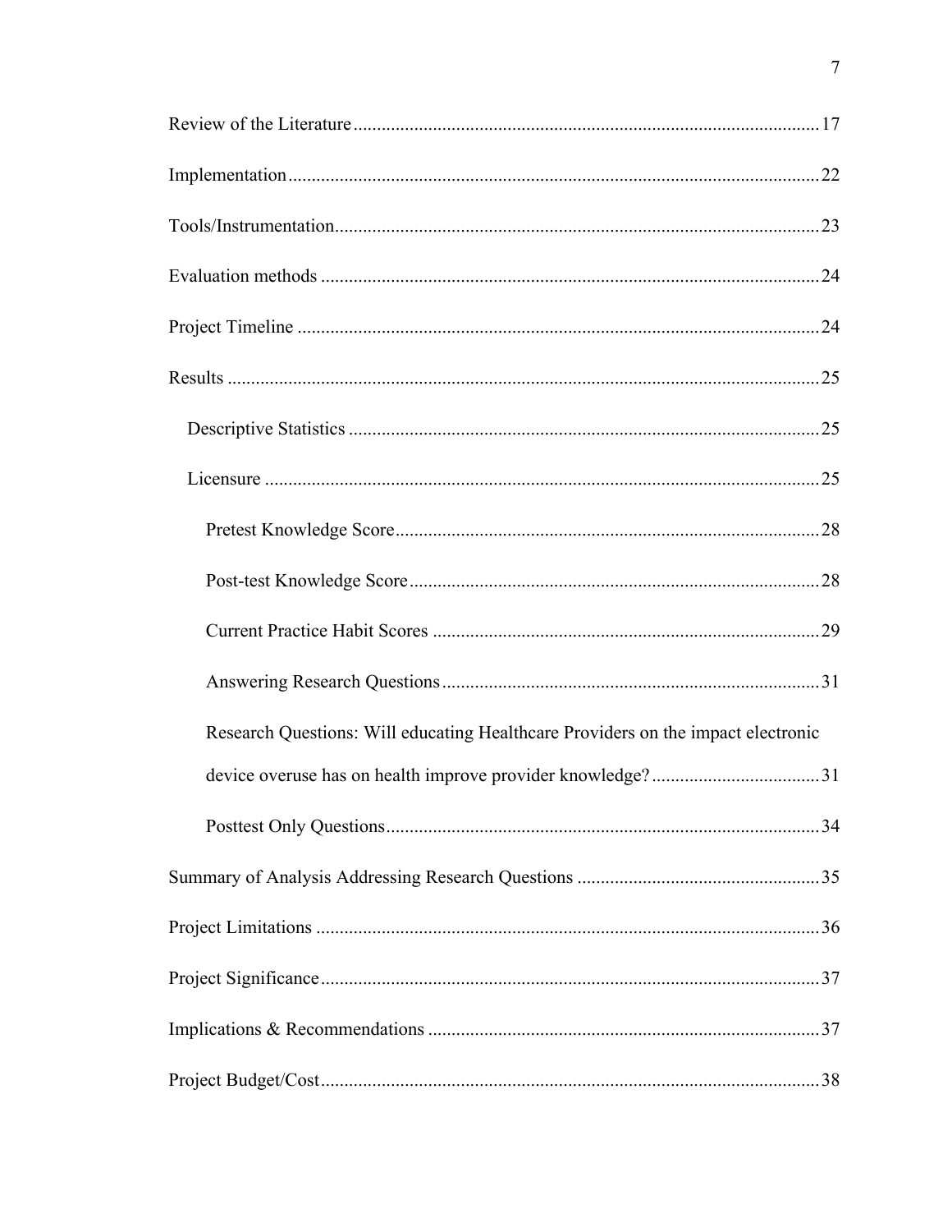Review of the Literature .......................................................................................... 17

Implementation ........................................................................................................ 22

Tools/Instrumentation .............................................................................................. 23

Evaluation methods .................................................................................................. 24

Project Timeline ....................................................................................................... 24

Results ..................................................................................................................... 25

  Descriptive Statistics ............................................................................................ 25

  Licensure ............................................................................................................... 25

    Pretest Knowledge Score .................................................................................. 28

    Post-test Knowledge Score ............................................................................... 28

    Current Practice Habit Scores .......................................................................... 29

    Answering Research Questions ........................................................................ 31

    Research Questions: Will educating Healthcare Providers on the impact electronic device overuse has on health improve provider knowledge? .................................... 31

    Posttest Only Questions .................................................................................... 34

Summary of Analysis Addressing Research Questions ........................................... 35

Project Limitations ................................................................................................... 36

Project Significance .................................................................................................. 37

Implications & Recommendations .......................................................................... 37

Project Budget/Cost .................................................................................................. 38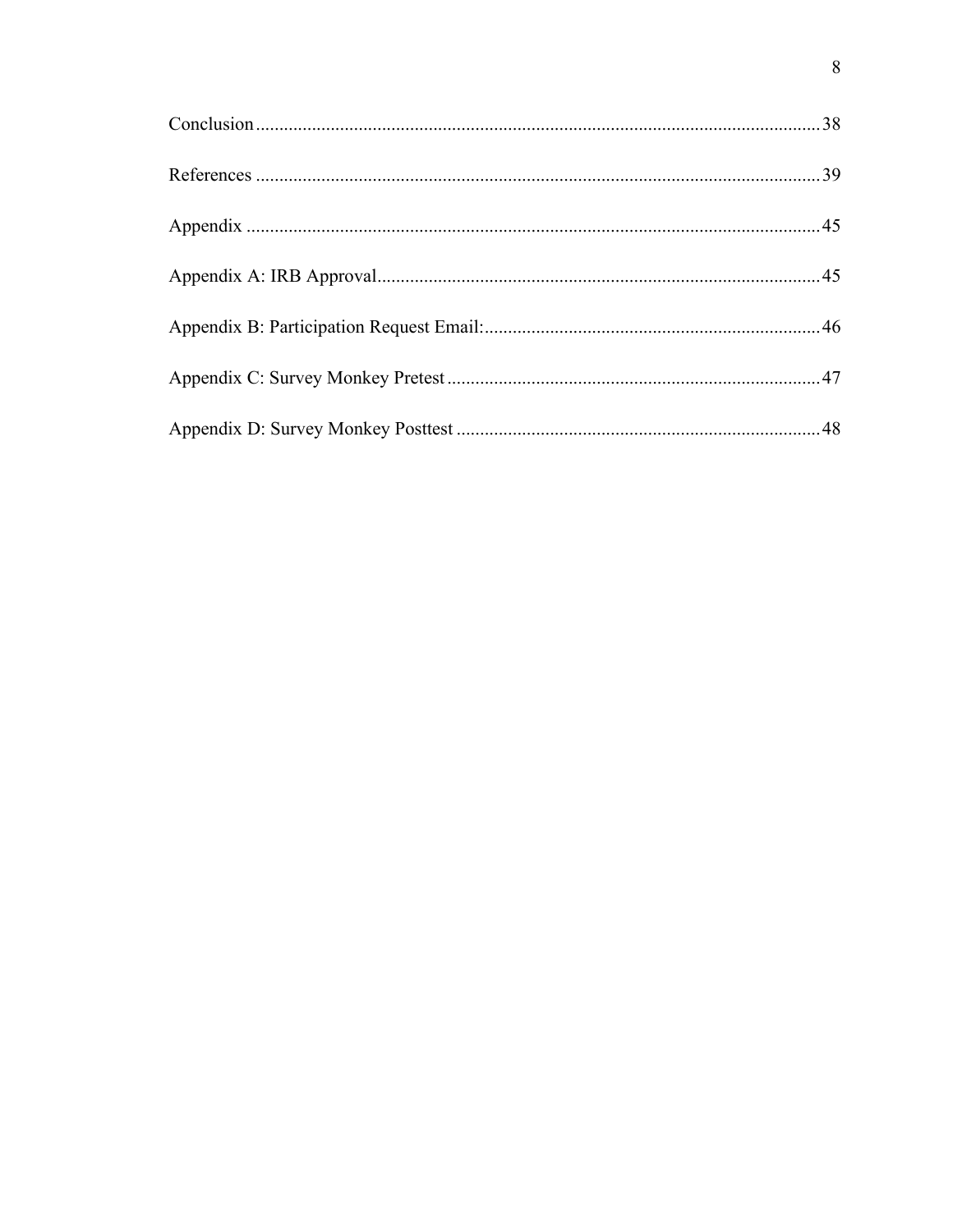Conclusion ........................................................................................................................ 38

References ........................................................................................................................ 39

Appendix ........................................................................................................................... 45

Appendix A: IRB Approval ............................................................................................... 45

Appendix B: Participation Request Email: ........................................................................ 46

Appendix C: Survey Monkey Pretest ................................................................................ 47

Appendix D: Survey Monkey Posttest .............................................................................. 48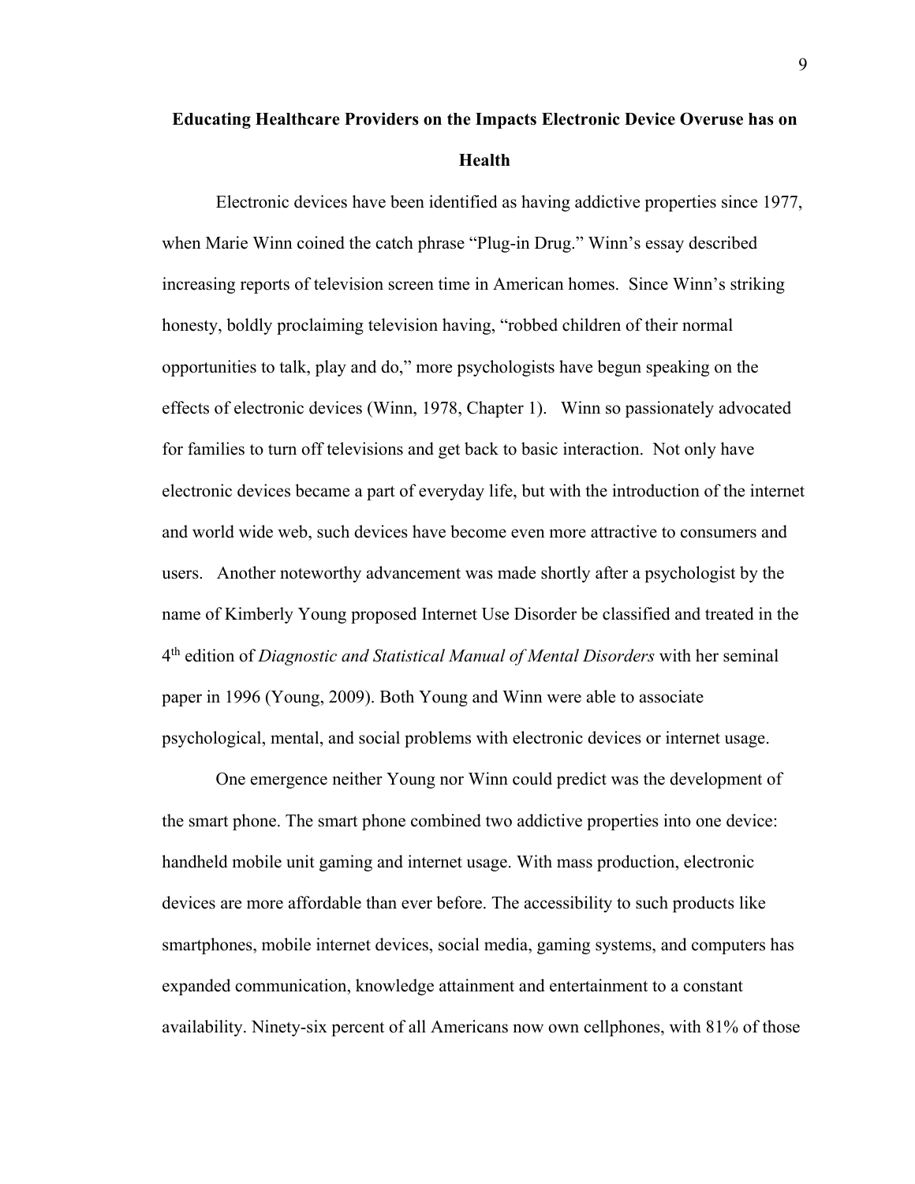## Educating Healthcare Providers on the Impacts Electronic Device Overuse has on Health

Electronic devices have been identified as having addictive properties since 1977, when Marie Winn coined the catch phrase "Plug-in Drug." Winn's essay described increasing reports of television screen time in American homes.  Since Winn's striking honesty, boldly proclaiming television having, "robbed children of their normal opportunities to talk, play and do," more psychologists have begun speaking on the effects of electronic devices (Winn, 1978, Chapter 1).   Winn so passionately advocated for families to turn off televisions and get back to basic interaction.  Not only have electronic devices became a part of everyday life, but with the introduction of the internet and world wide web, such devices have become even more attractive to consumers and users.   Another noteworthy advancement was made shortly after a psychologist by the name of Kimberly Young proposed Internet Use Disorder be classified and treated in the 4th edition of *Diagnostic and Statistical Manual of Mental Disorders* with her seminal paper in 1996 (Young, 2009). Both Young and Winn were able to associate psychological, mental, and social problems with electronic devices or internet usage.

One emergence neither Young nor Winn could predict was the development of the smart phone. The smart phone combined two addictive properties into one device: handheld mobile unit gaming and internet usage. With mass production, electronic devices are more affordable than ever before. The accessibility to such products like smartphones, mobile internet devices, social media, gaming systems, and computers has expanded communication, knowledge attainment and entertainment to a constant availability. Ninety-six percent of all Americans now own cellphones, with 81% of those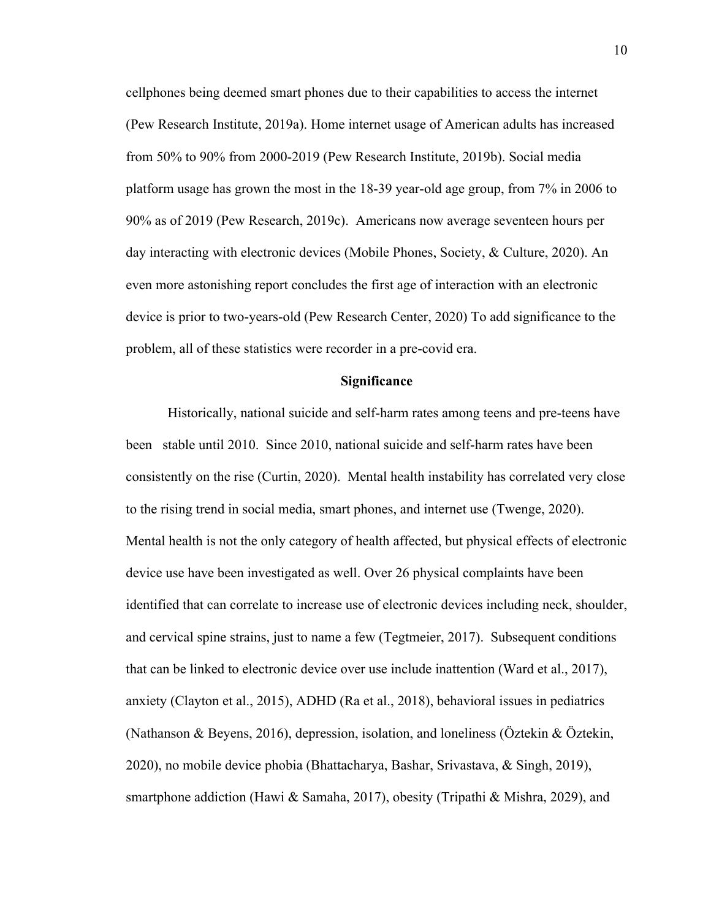cellphones being deemed smart phones due to their capabilities to access the internet (Pew Research Institute, 2019a). Home internet usage of American adults has increased from 50% to 90% from 2000-2019 (Pew Research Institute, 2019b). Social media platform usage has grown the most in the 18-39 year-old age group, from 7% in 2006 to 90% as of 2019 (Pew Research, 2019c). Americans now average seventeen hours per day interacting with electronic devices (Mobile Phones, Society, & Culture, 2020). An even more astonishing report concludes the first age of interaction with an electronic device is prior to two-years-old (Pew Research Center, 2020) To add significance to the problem, all of these statistics were recorder in a pre-covid era.

**Significance**

Historically, national suicide and self-harm rates among teens and pre-teens have been stable until 2010. Since 2010, national suicide and self-harm rates have been consistently on the rise (Curtin, 2020). Mental health instability has correlated very close to the rising trend in social media, smart phones, and internet use (Twenge, 2020). Mental health is not the only category of health affected, but physical effects of electronic device use have been investigated as well. Over 26 physical complaints have been identified that can correlate to increase use of electronic devices including neck, shoulder, and cervical spine strains, just to name a few (Tegtmeier, 2017). Subsequent conditions that can be linked to electronic device over use include inattention (Ward et al., 2017), anxiety (Clayton et al., 2015), ADHD (Ra et al., 2018), behavioral issues in pediatrics (Nathanson & Beyens, 2016), depression, isolation, and loneliness (Öztekin & Öztekin, 2020), no mobile device phobia (Bhattacharya, Bashar, Srivastava, & Singh, 2019), smartphone addiction (Hawi & Samaha, 2017), obesity (Tripathi & Mishra, 2029), and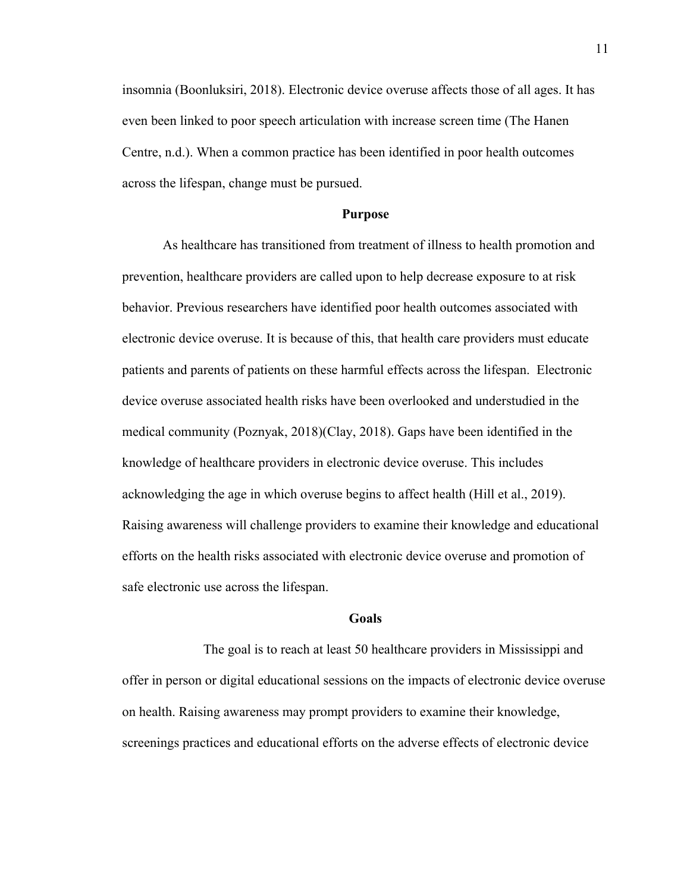insomnia (Boonluksiri, 2018). Electronic device overuse affects those of all ages. It has even been linked to poor speech articulation with increase screen time (The Hanen Centre, n.d.). When a common practice has been identified in poor health outcomes across the lifespan, change must be pursued.

## Purpose

As healthcare has transitioned from treatment of illness to health promotion and prevention, healthcare providers are called upon to help decrease exposure to at risk behavior. Previous researchers have identified poor health outcomes associated with electronic device overuse. It is because of this, that health care providers must educate patients and parents of patients on these harmful effects across the lifespan. Electronic device overuse associated health risks have been overlooked and understudied in the medical community (Poznyak, 2018)(Clay, 2018). Gaps have been identified in the knowledge of healthcare providers in electronic device overuse. This includes acknowledging the age in which overuse begins to affect health (Hill et al., 2019). Raising awareness will challenge providers to examine their knowledge and educational efforts on the health risks associated with electronic device overuse and promotion of safe electronic use across the lifespan.

## Goals

The goal is to reach at least 50 healthcare providers in Mississippi and offer in person or digital educational sessions on the impacts of electronic device overuse on health. Raising awareness may prompt providers to examine their knowledge, screenings practices and educational efforts on the adverse effects of electronic device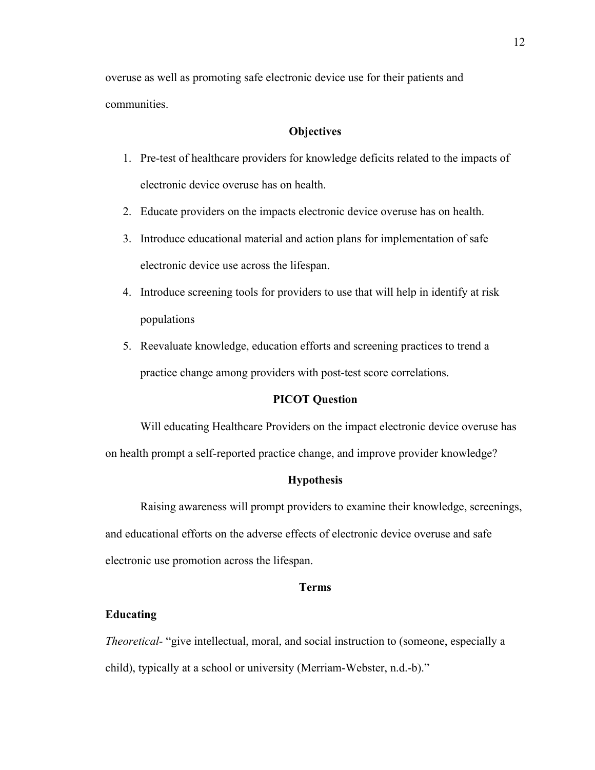overuse as well as promoting safe electronic device use for their patients and communities.

## Objectives

1. Pre-test of healthcare providers for knowledge deficits related to the impacts of electronic device overuse has on health.
2. Educate providers on the impacts electronic device overuse has on health.
3. Introduce educational material and action plans for implementation of safe electronic device use across the lifespan.
4. Introduce screening tools for providers to use that will help in identify at risk populations
5. Reevaluate knowledge, education efforts and screening practices to trend a practice change among providers with post-test score correlations.

## PICOT Question

Will educating Healthcare Providers on the impact electronic device overuse has on health prompt a self-reported practice change, and improve provider knowledge?

## Hypothesis

Raising awareness will prompt providers to examine their knowledge, screenings, and educational efforts on the adverse effects of electronic device overuse and safe electronic use promotion across the lifespan.

## Terms

### Educating

*Theoretical*- "give intellectual, moral, and social instruction to (someone, especially a child), typically at a school or university (Merriam-Webster, n.d.-b)."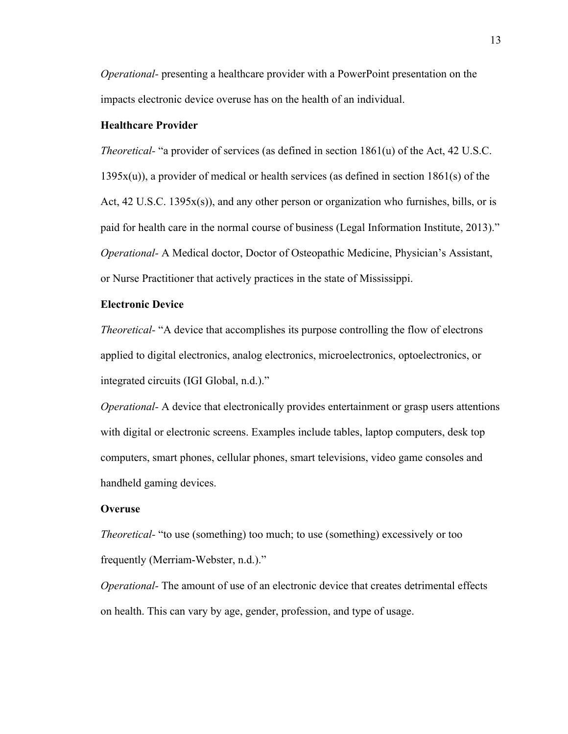*Operational*- presenting a healthcare provider with a PowerPoint presentation on the impacts electronic device overuse has on the health of an individual.

**Healthcare Provider**

*Theoretical*- “a provider of services (as defined in section 1861(u) of the Act, 42 U.S.C. 1395x(u)), a provider of medical or health services (as defined in section 1861(s) of the Act, 42 U.S.C. 1395x(s)), and any other person or organization who furnishes, bills, or is paid for health care in the normal course of business (Legal Information Institute, 2013).”

*Operational*- A Medical doctor, Doctor of Osteopathic Medicine, Physician’s Assistant, or Nurse Practitioner that actively practices in the state of Mississippi.

**Electronic Device**

*Theoretical*- “A device that accomplishes its purpose controlling the flow of electrons applied to digital electronics, analog electronics, microelectronics, optoelectronics, or integrated circuits (IGI Global, n.d.).”

*Operational*- A device that electronically provides entertainment or grasp users attentions with digital or electronic screens. Examples include tables, laptop computers, desk top computers, smart phones, cellular phones, smart televisions, video game consoles and handheld gaming devices.

**Overuse**

*Theoretical*- “to use (something) too much; to use (something) excessively or too frequently (Merriam-Webster, n.d.).”

*Operational*- The amount of use of an electronic device that creates detrimental effects on health. This can vary by age, gender, profession, and type of usage.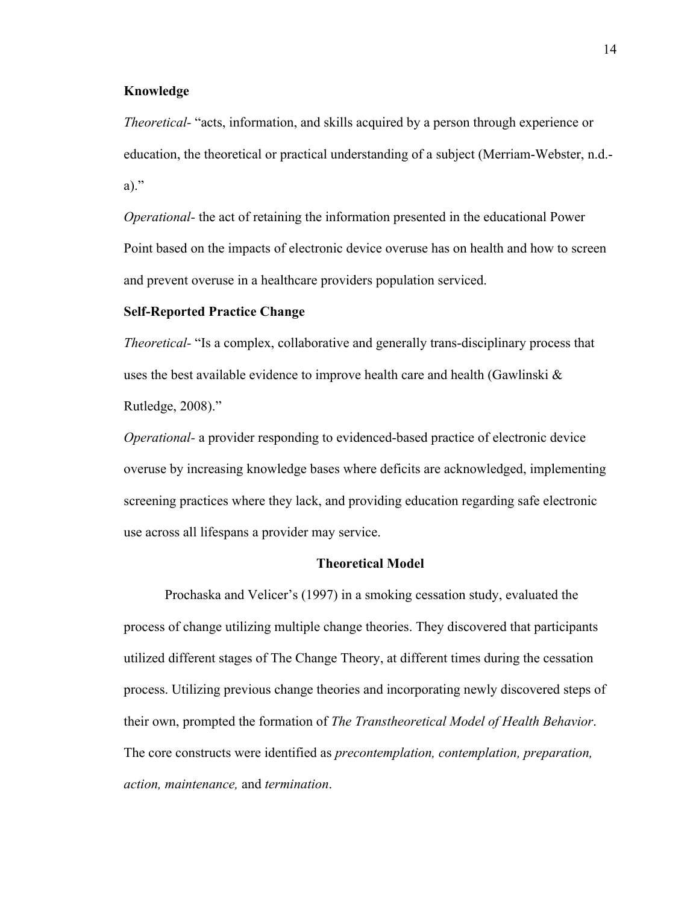**Knowledge**

*Theoretical*- "acts, information, and skills acquired by a person through experience or education, the theoretical or practical understanding of a subject (Merriam-Webster, n.d.-a)."

*Operational*- the act of retaining the information presented in the educational Power Point based on the impacts of electronic device overuse has on health and how to screen and prevent overuse in a healthcare providers population serviced.

**Self-Reported Practice Change**

*Theoretical*- "Is a complex, collaborative and generally trans-disciplinary process that uses the best available evidence to improve health care and health (Gawlinski & Rutledge, 2008)."

*Operational*- a provider responding to evidenced-based practice of electronic device overuse by increasing knowledge bases where deficits are acknowledged, implementing screening practices where they lack, and providing education regarding safe electronic use across all lifespans a provider may service.

## Theoretical Model

Prochaska and Velicer's (1997) in a smoking cessation study, evaluated the process of change utilizing multiple change theories. They discovered that participants utilized different stages of The Change Theory, at different times during the cessation process. Utilizing previous change theories and incorporating newly discovered steps of their own, prompted the formation of *The Transtheoretical Model of Health Behavior*. The core constructs were identified as *precontemplation, contemplation, preparation, action, maintenance,* and *termination*.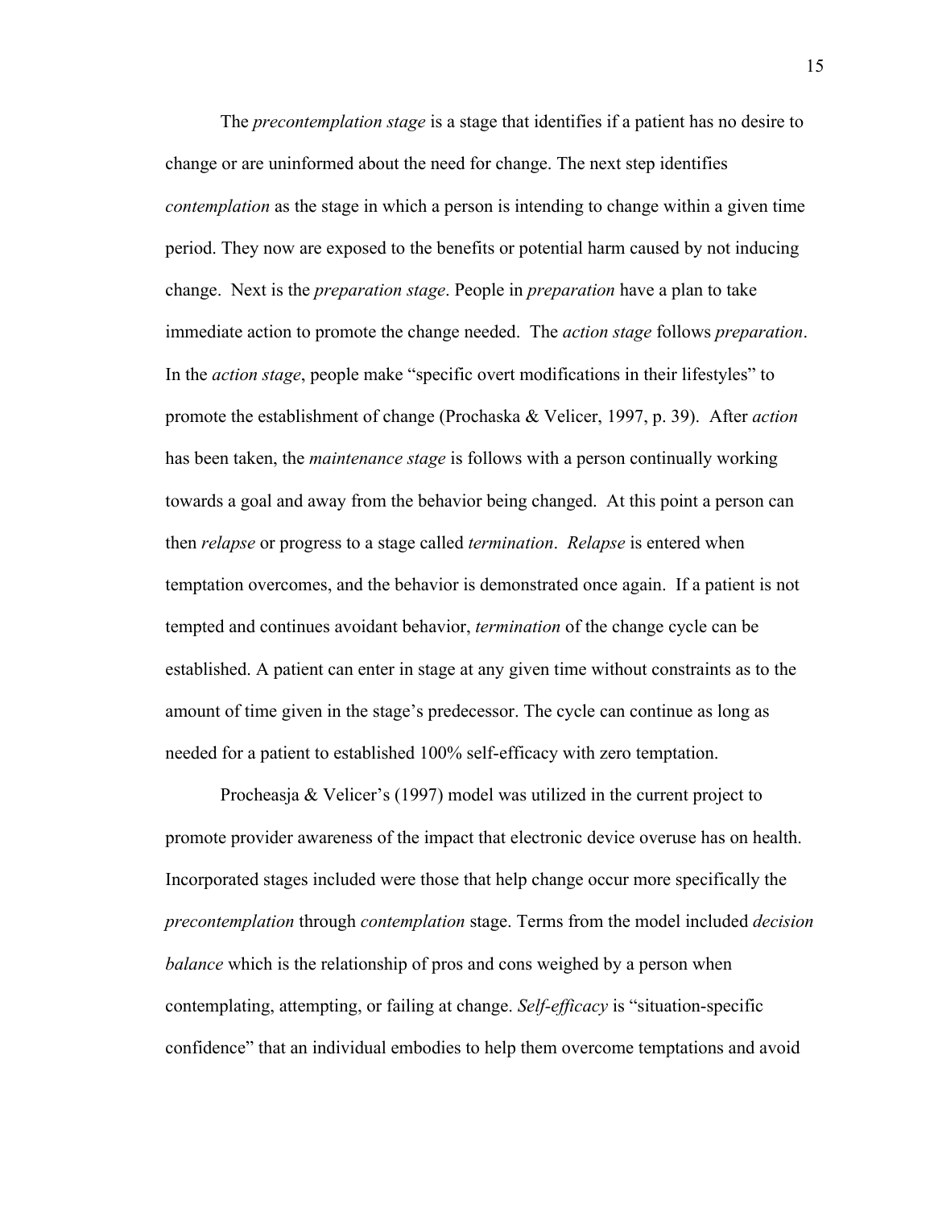The *precontemplation stage* is a stage that identifies if a patient has no desire to change or are uninformed about the need for change. The next step identifies *contemplation* as the stage in which a person is intending to change within a given time period. They now are exposed to the benefits or potential harm caused by not inducing change. Next is the *preparation stage*. People in *preparation* have a plan to take immediate action to promote the change needed. The *action stage* follows *preparation*. In the *action stage*, people make "specific overt modifications in their lifestyles" to promote the establishment of change (Prochaska & Velicer, 1997, p. 39). After *action* has been taken, the *maintenance stage* is follows with a person continually working towards a goal and away from the behavior being changed. At this point a person can then *relapse* or progress to a stage called *termination*. *Relapse* is entered when temptation overcomes, and the behavior is demonstrated once again. If a patient is not tempted and continues avoidant behavior, *termination* of the change cycle can be established. A patient can enter in stage at any given time without constraints as to the amount of time given in the stage's predecessor. The cycle can continue as long as needed for a patient to established 100% self-efficacy with zero temptation.

Procheasja & Velicer's (1997) model was utilized in the current project to promote provider awareness of the impact that electronic device overuse has on health. Incorporated stages included were those that help change occur more specifically the *precontemplation* through *contemplation* stage. Terms from the model included *decision balance* which is the relationship of pros and cons weighed by a person when contemplating, attempting, or failing at change. *Self-efficacy* is "situation-specific confidence" that an individual embodies to help them overcome temptations and avoid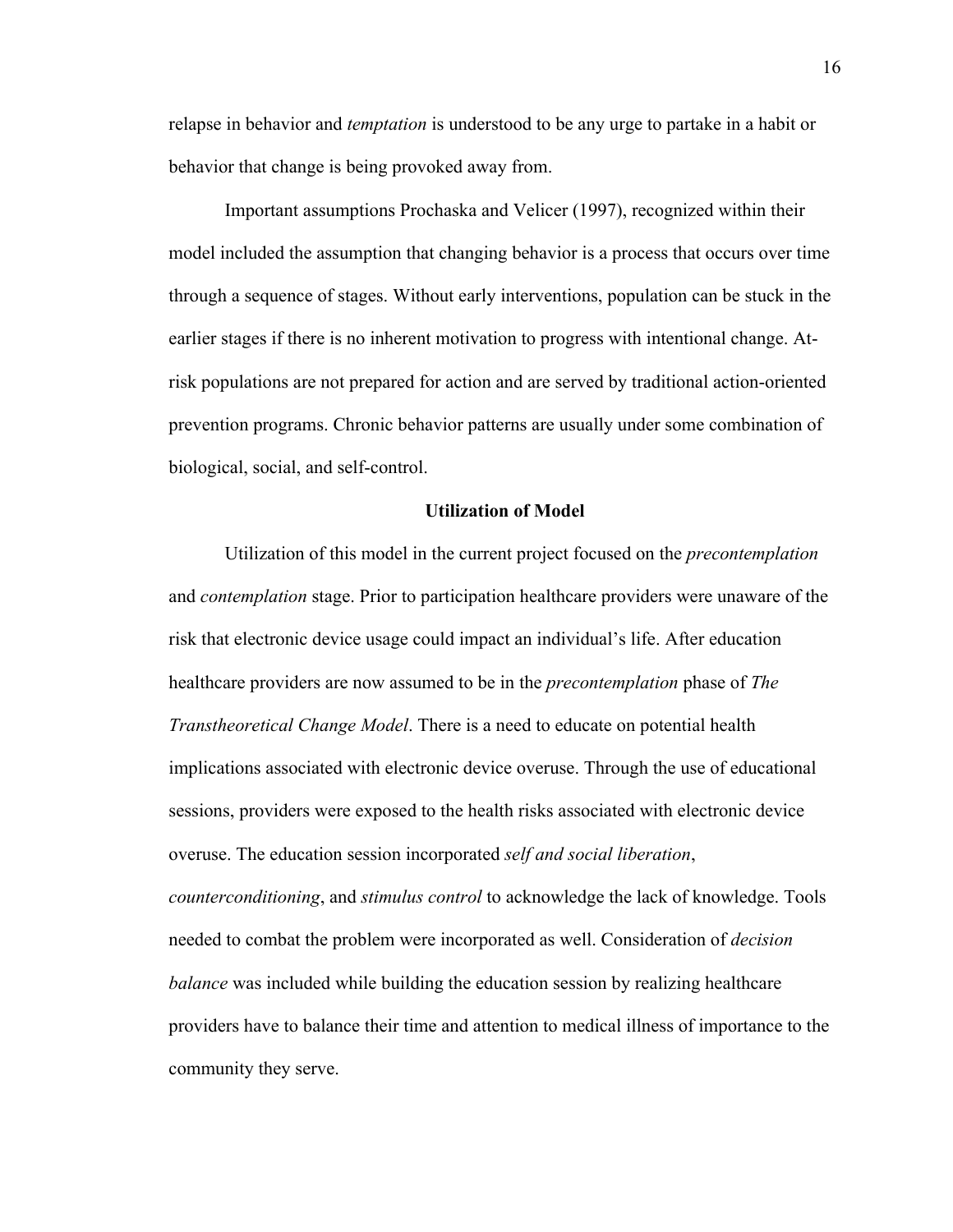relapse in behavior and *temptation* is understood to be any urge to partake in a habit or behavior that change is being provoked away from.

Important assumptions Prochaska and Velicer (1997), recognized within their model included the assumption that changing behavior is a process that occurs over time through a sequence of stages. Without early interventions, population can be stuck in the earlier stages if there is no inherent motivation to progress with intentional change. At-risk populations are not prepared for action and are served by traditional action-oriented prevention programs. Chronic behavior patterns are usually under some combination of biological, social, and self-control.

**Utilization of Model**

Utilization of this model in the current project focused on the *precontemplation* and *contemplation* stage. Prior to participation healthcare providers were unaware of the risk that electronic device usage could impact an individual's life. After education healthcare providers are now assumed to be in the *precontemplation* phase of *The Transtheoretical Change Model*. There is a need to educate on potential health implications associated with electronic device overuse. Through the use of educational sessions, providers were exposed to the health risks associated with electronic device overuse. The education session incorporated *self and social liberation*, *counterconditioning*, and *stimulus control* to acknowledge the lack of knowledge. Tools needed to combat the problem were incorporated as well. Consideration of *decision balance* was included while building the education session by realizing healthcare providers have to balance their time and attention to medical illness of importance to the community they serve.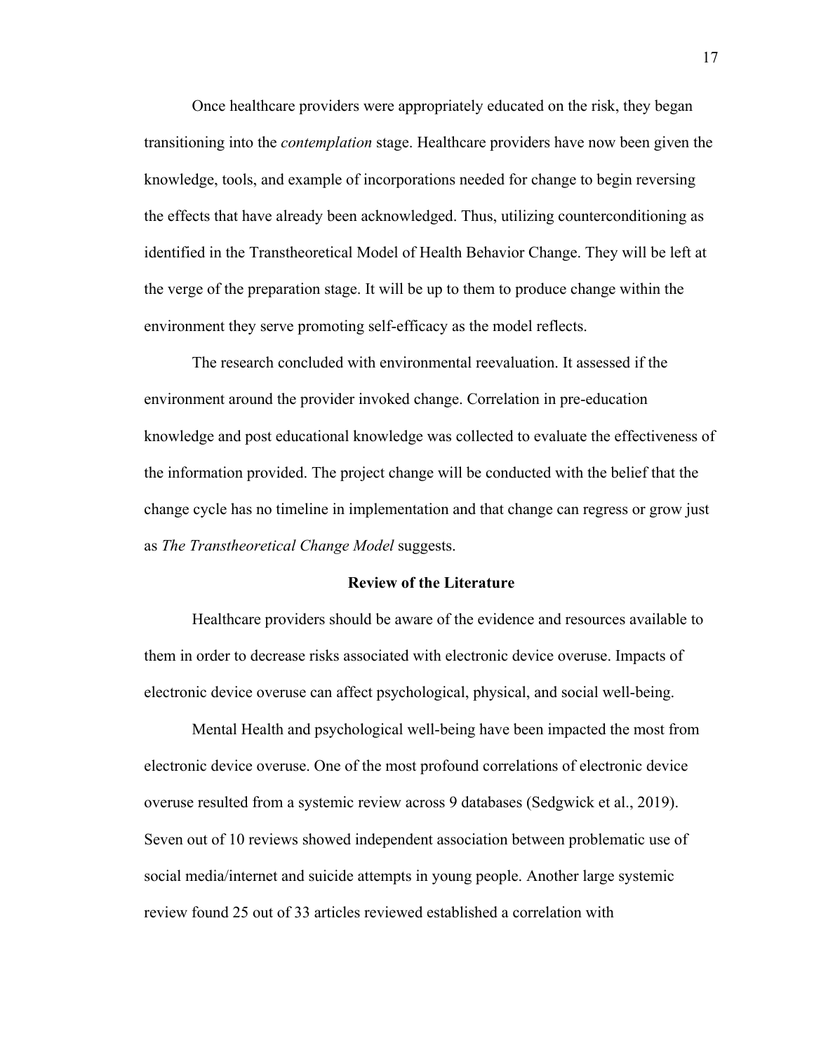Once healthcare providers were appropriately educated on the risk, they began transitioning into the *contemplation* stage. Healthcare providers have now been given the knowledge, tools, and example of incorporations needed for change to begin reversing the effects that have already been acknowledged. Thus, utilizing counterconditioning as identified in the Transtheoretical Model of Health Behavior Change. They will be left at the verge of the preparation stage. It will be up to them to produce change within the environment they serve promoting self-efficacy as the model reflects.

The research concluded with environmental reevaluation. It assessed if the environment around the provider invoked change. Correlation in pre-education knowledge and post educational knowledge was collected to evaluate the effectiveness of the information provided. The project change will be conducted with the belief that the change cycle has no timeline in implementation and that change can regress or grow just as *The Transtheoretical Change Model* suggests.

## Review of the Literature

Healthcare providers should be aware of the evidence and resources available to them in order to decrease risks associated with electronic device overuse. Impacts of electronic device overuse can affect psychological, physical, and social well-being.

Mental Health and psychological well-being have been impacted the most from electronic device overuse. One of the most profound correlations of electronic device overuse resulted from a systemic review across 9 databases (Sedgwick et al., 2019). Seven out of 10 reviews showed independent association between problematic use of social media/internet and suicide attempts in young people. Another large systemic review found 25 out of 33 articles reviewed established a correlation with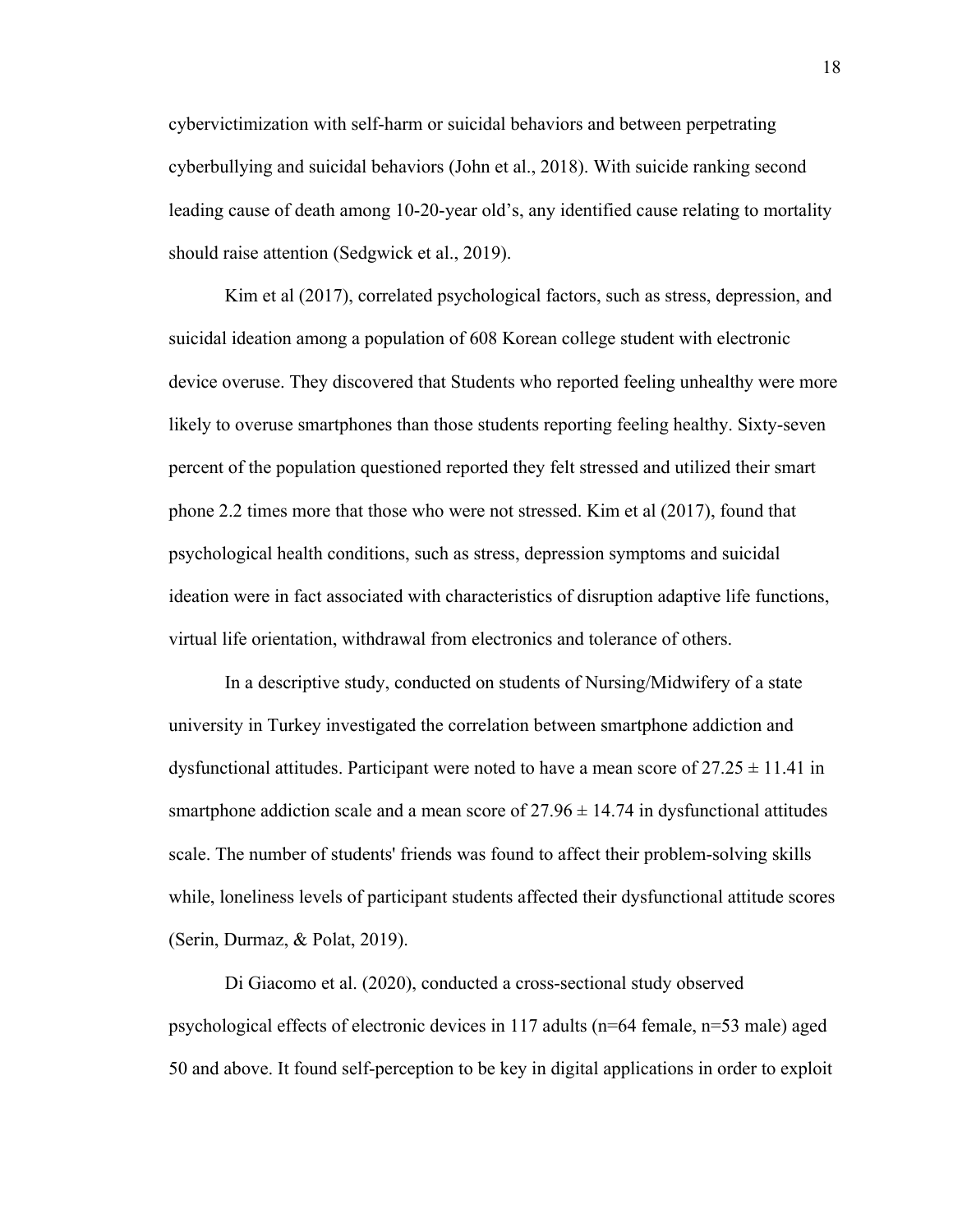cybervictimization with self-harm or suicidal behaviors and between perpetrating cyberbullying and suicidal behaviors (John et al., 2018). With suicide ranking second leading cause of death among 10-20-year old's, any identified cause relating to mortality should raise attention (Sedgwick et al., 2019).

Kim et al (2017), correlated psychological factors, such as stress, depression, and suicidal ideation among a population of 608 Korean college student with electronic device overuse. They discovered that Students who reported feeling unhealthy were more likely to overuse smartphones than those students reporting feeling healthy. Sixty-seven percent of the population questioned reported they felt stressed and utilized their smart phone 2.2 times more that those who were not stressed. Kim et al (2017), found that psychological health conditions, such as stress, depression symptoms and suicidal ideation were in fact associated with characteristics of disruption adaptive life functions, virtual life orientation, withdrawal from electronics and tolerance of others.

In a descriptive study, conducted on students of Nursing/Midwifery of a state university in Turkey investigated the correlation between smartphone addiction and dysfunctional attitudes. Participant were noted to have a mean score of $27.25 \pm 11.41$ in smartphone addiction scale and a mean score of $27.96 \pm 14.74$ in dysfunctional attitudes scale. The number of students' friends was found to affect their problem-solving skills while, loneliness levels of participant students affected their dysfunctional attitude scores (Serin, Durmaz, & Polat, 2019).

Di Giacomo et al. (2020), conducted a cross-sectional study observed psychological effects of electronic devices in 117 adults (n=64 female, n=53 male) aged 50 and above. It found self-perception to be key in digital applications in order to exploit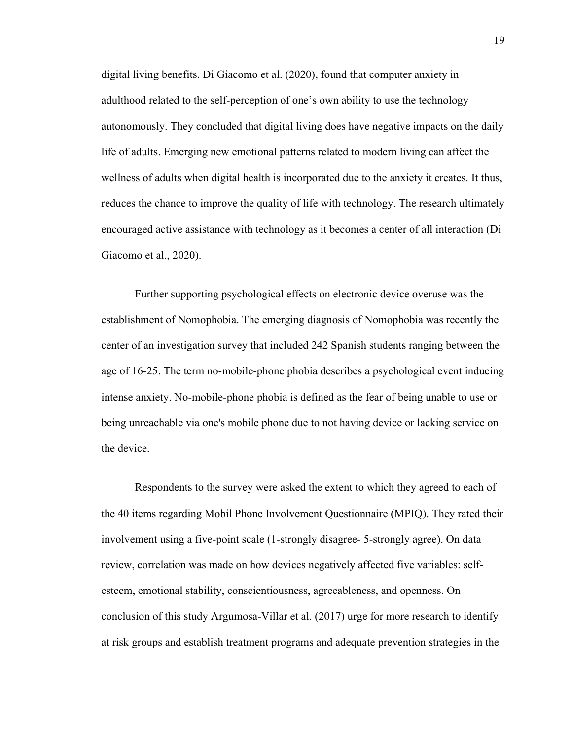digital living benefits. Di Giacomo et al. (2020), found that computer anxiety in adulthood related to the self-perception of one's own ability to use the technology autonomously. They concluded that digital living does have negative impacts on the daily life of adults. Emerging new emotional patterns related to modern living can affect the wellness of adults when digital health is incorporated due to the anxiety it creates. It thus, reduces the chance to improve the quality of life with technology. The research ultimately encouraged active assistance with technology as it becomes a center of all interaction (Di Giacomo et al., 2020).

Further supporting psychological effects on electronic device overuse was the establishment of Nomophobia. The emerging diagnosis of Nomophobia was recently the center of an investigation survey that included 242 Spanish students ranging between the age of 16-25. The term no-mobile-phone phobia describes a psychological event inducing intense anxiety. No-mobile-phone phobia is defined as the fear of being unable to use or being unreachable via one's mobile phone due to not having device or lacking service on the device.

Respondents to the survey were asked the extent to which they agreed to each of the 40 items regarding Mobil Phone Involvement Questionnaire (MPIQ). They rated their involvement using a five-point scale (1-strongly disagree- 5-strongly agree). On data review, correlation was made on how devices negatively affected five variables: self-esteem, emotional stability, conscientiousness, agreeableness, and openness. On conclusion of this study Argumosa-Villar et al. (2017) urge for more research to identify at risk groups and establish treatment programs and adequate prevention strategies in the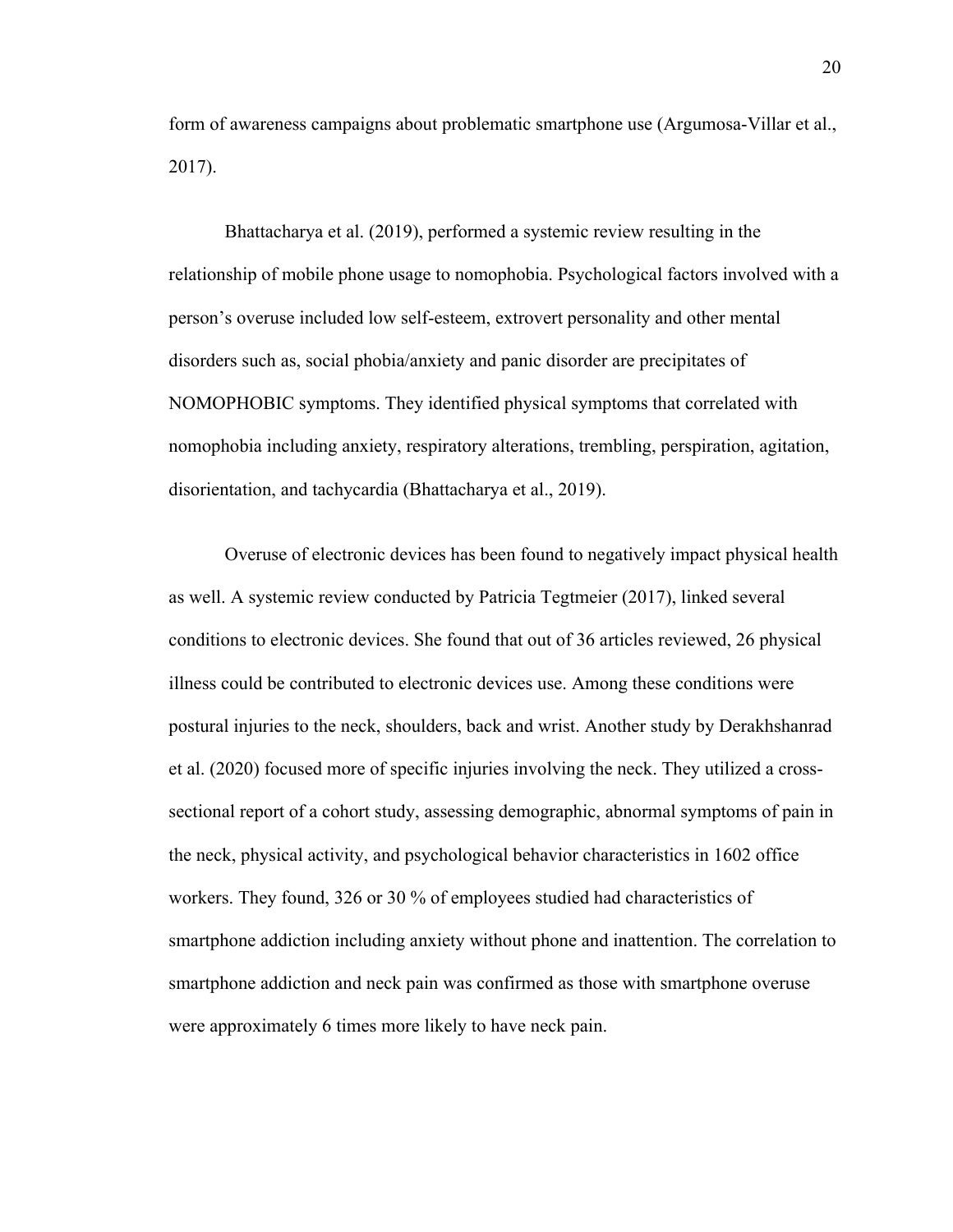form of awareness campaigns about problematic smartphone use (Argumosa-Villar et al., 2017).

Bhattacharya et al. (2019), performed a systemic review resulting in the relationship of mobile phone usage to nomophobia. Psychological factors involved with a person's overuse included low self-esteem, extrovert personality and other mental disorders such as, social phobia/anxiety and panic disorder are precipitates of NOMOPHOBIC symptoms. They identified physical symptoms that correlated with nomophobia including anxiety, respiratory alterations, trembling, perspiration, agitation, disorientation, and tachycardia (Bhattacharya et al., 2019).

Overuse of electronic devices has been found to negatively impact physical health as well. A systemic review conducted by Patricia Tegtmeier (2017), linked several conditions to electronic devices. She found that out of 36 articles reviewed, 26 physical illness could be contributed to electronic devices use. Among these conditions were postural injuries to the neck, shoulders, back and wrist. Another study by Derakhshanrad et al. (2020) focused more of specific injuries involving the neck. They utilized a cross-sectional report of a cohort study, assessing demographic, abnormal symptoms of pain in the neck, physical activity, and psychological behavior characteristics in 1602 office workers. They found, 326 or 30 % of employees studied had characteristics of smartphone addiction including anxiety without phone and inattention. The correlation to smartphone addiction and neck pain was confirmed as those with smartphone overuse were approximately 6 times more likely to have neck pain.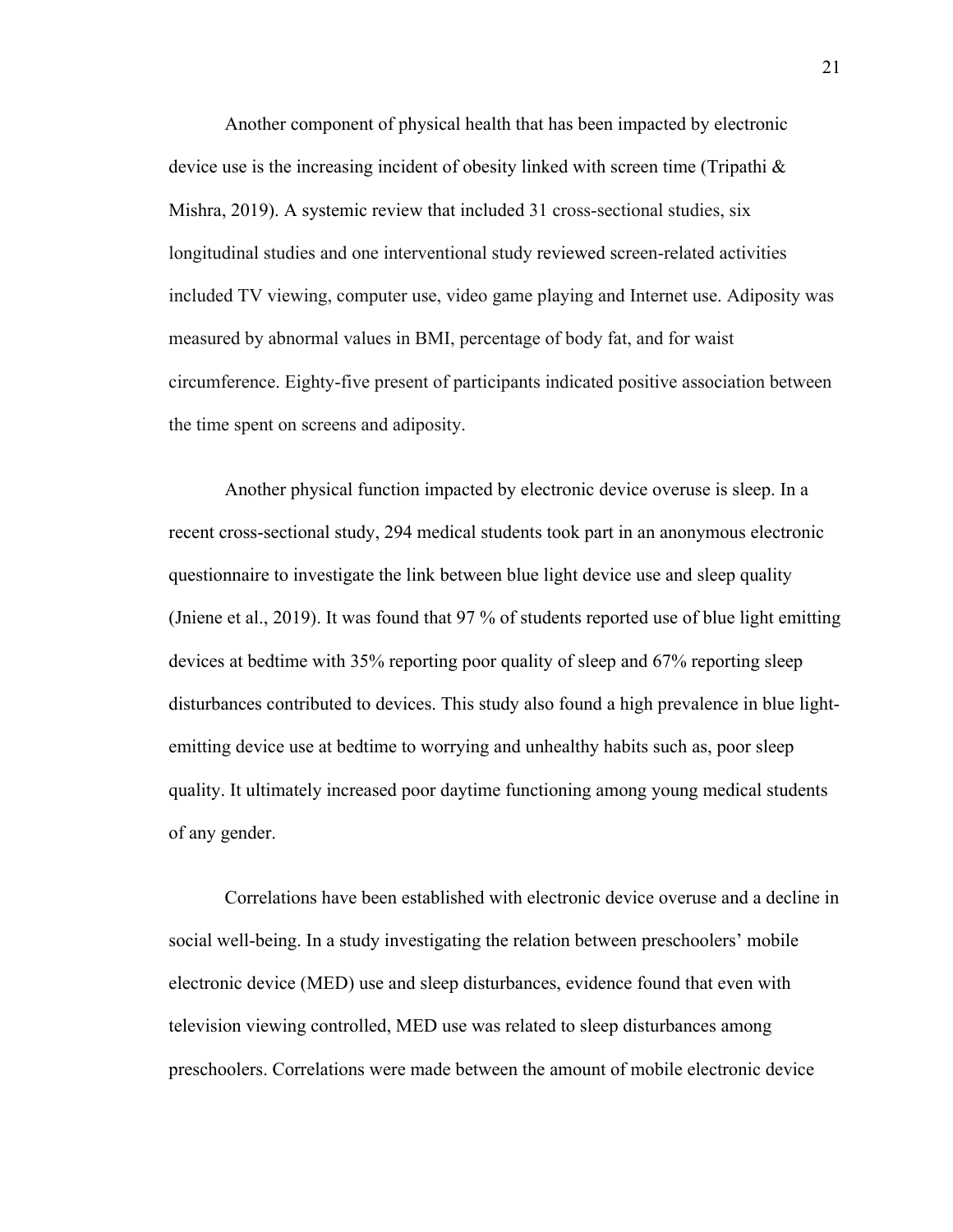Another component of physical health that has been impacted by electronic device use is the increasing incident of obesity linked with screen time (Tripathi & Mishra, 2019). A systemic review that included 31 cross-sectional studies, six longitudinal studies and one interventional study reviewed screen-related activities included TV viewing, computer use, video game playing and Internet use. Adiposity was measured by abnormal values in BMI, percentage of body fat, and for waist circumference. Eighty-five present of participants indicated positive association between the time spent on screens and adiposity.

Another physical function impacted by electronic device overuse is sleep. In a recent cross-sectional study, 294 medical students took part in an anonymous electronic questionnaire to investigate the link between blue light device use and sleep quality (Jniene et al., 2019). It was found that 97 % of students reported use of blue light emitting devices at bedtime with 35% reporting poor quality of sleep and 67% reporting sleep disturbances contributed to devices. This study also found a high prevalence in blue light-emitting device use at bedtime to worrying and unhealthy habits such as, poor sleep quality. It ultimately increased poor daytime functioning among young medical students of any gender.

Correlations have been established with electronic device overuse and a decline in social well-being. In a study investigating the relation between preschoolers' mobile electronic device (MED) use and sleep disturbances, evidence found that even with television viewing controlled, MED use was related to sleep disturbances among preschoolers. Correlations were made between the amount of mobile electronic device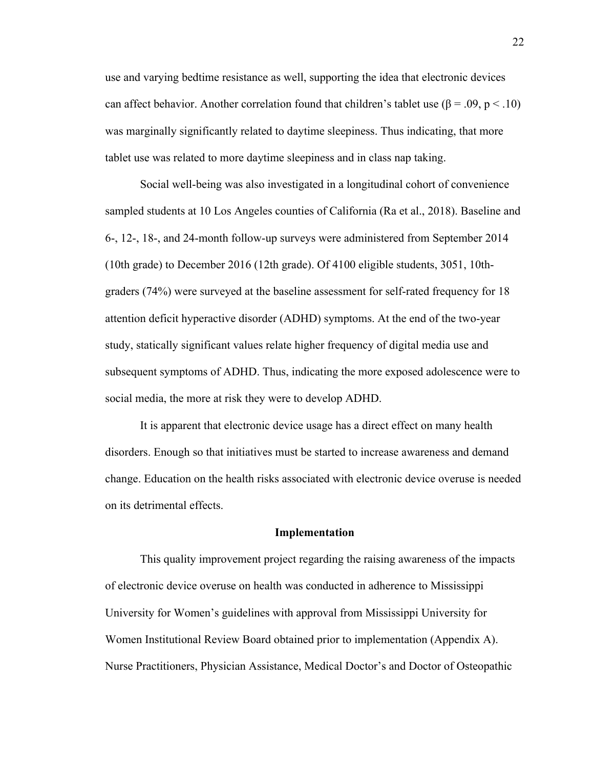use and varying bedtime resistance as well, supporting the idea that electronic devices can affect behavior. Another correlation found that children's tablet use ($\beta = .09$, $p < .10$) was marginally significantly related to daytime sleepiness. Thus indicating, that more tablet use was related to more daytime sleepiness and in class nap taking.

Social well-being was also investigated in a longitudinal cohort of convenience sampled students at 10 Los Angeles counties of California (Ra et al., 2018). Baseline and 6-, 12-, 18-, and 24-month follow-up surveys were administered from September 2014 (10th grade) to December 2016 (12th grade). Of 4100 eligible students, 3051, 10th-graders (74%) were surveyed at the baseline assessment for self-rated frequency for 18 attention deficit hyperactive disorder (ADHD) symptoms. At the end of the two-year study, statically significant values relate higher frequency of digital media use and subsequent symptoms of ADHD. Thus, indicating the more exposed adolescence were to social media, the more at risk they were to develop ADHD.

It is apparent that electronic device usage has a direct effect on many health disorders. Enough so that initiatives must be started to increase awareness and demand change. Education on the health risks associated with electronic device overuse is needed on its detrimental effects.

## Implementation

This quality improvement project regarding the raising awareness of the impacts of electronic device overuse on health was conducted in adherence to Mississippi University for Women's guidelines with approval from Mississippi University for Women Institutional Review Board obtained prior to implementation (Appendix A). Nurse Practitioners, Physician Assistance, Medical Doctor's and Doctor of Osteopathic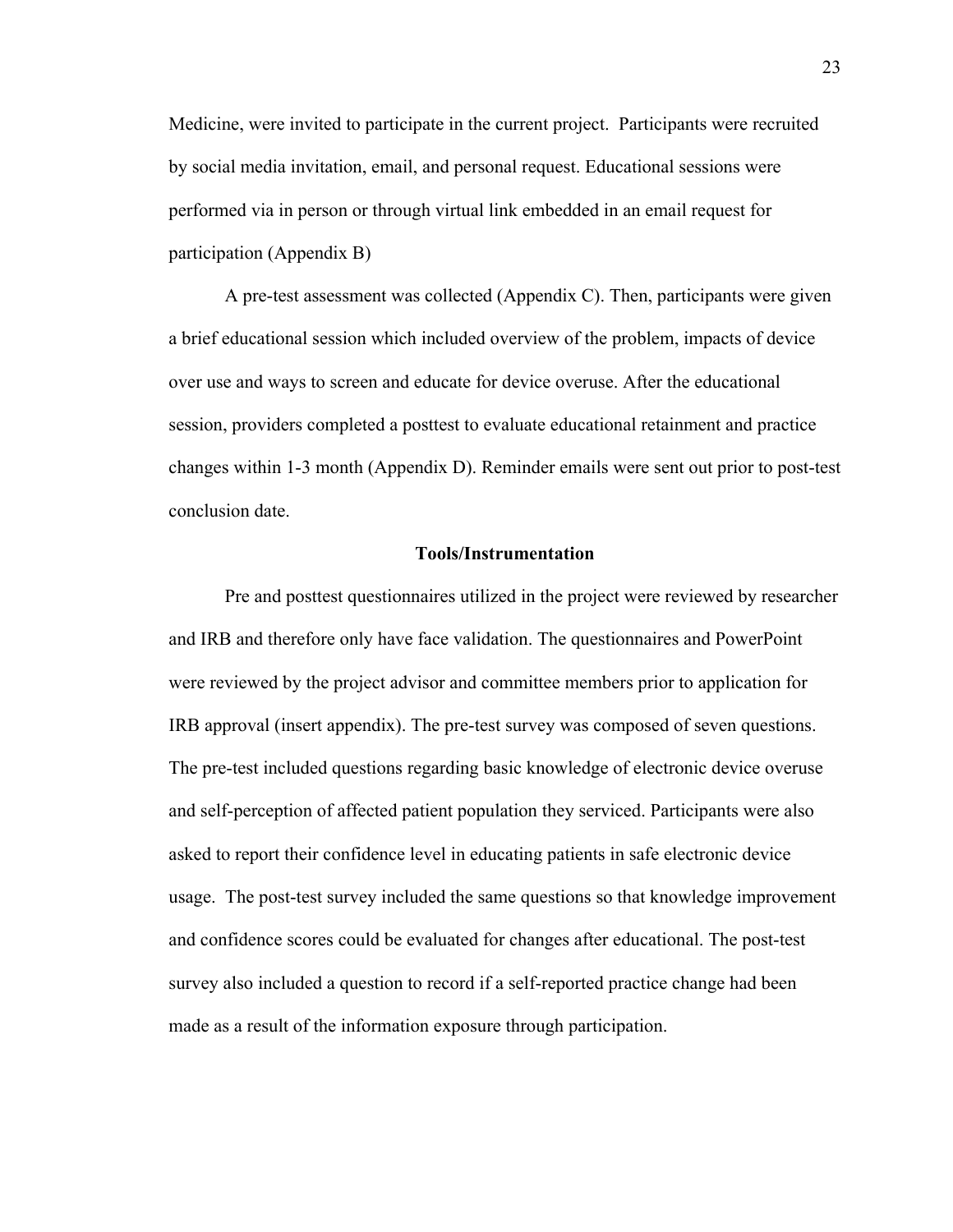Medicine, were invited to participate in the current project. Participants were recruited by social media invitation, email, and personal request. Educational sessions were performed via in person or through virtual link embedded in an email request for participation (Appendix B)

A pre-test assessment was collected (Appendix C). Then, participants were given a brief educational session which included overview of the problem, impacts of device over use and ways to screen and educate for device overuse. After the educational session, providers completed a posttest to evaluate educational retainment and practice changes within 1-3 month (Appendix D). Reminder emails were sent out prior to post-test conclusion date.

## Tools/Instrumentation

Pre and posttest questionnaires utilized in the project were reviewed by researcher and IRB and therefore only have face validation. The questionnaires and PowerPoint were reviewed by the project advisor and committee members prior to application for IRB approval (insert appendix). The pre-test survey was composed of seven questions. The pre-test included questions regarding basic knowledge of electronic device overuse and self-perception of affected patient population they serviced. Participants were also asked to report their confidence level in educating patients in safe electronic device usage. The post-test survey included the same questions so that knowledge improvement and confidence scores could be evaluated for changes after educational. The post-test survey also included a question to record if a self-reported practice change had been made as a result of the information exposure through participation.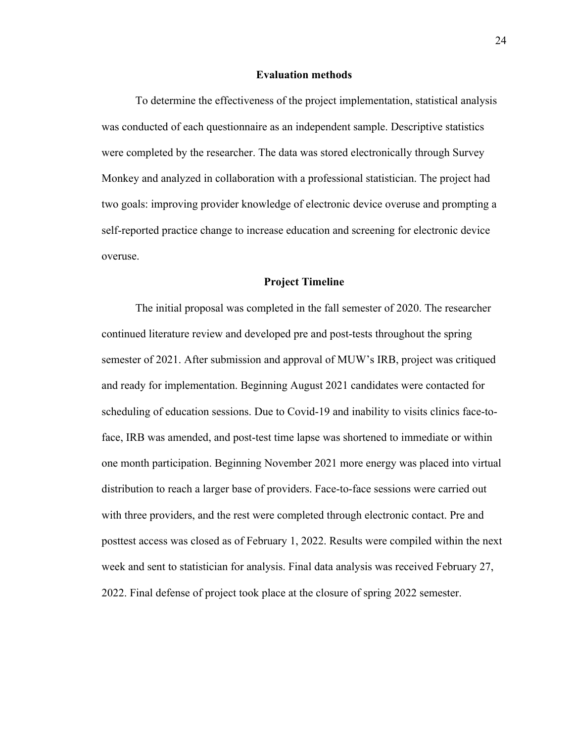## Evaluation methods

To determine the effectiveness of the project implementation, statistical analysis was conducted of each questionnaire as an independent sample. Descriptive statistics were completed by the researcher. The data was stored electronically through Survey Monkey and analyzed in collaboration with a professional statistician. The project had two goals: improving provider knowledge of electronic device overuse and prompting a self-reported practice change to increase education and screening for electronic device overuse.

## Project Timeline

The initial proposal was completed in the fall semester of 2020. The researcher continued literature review and developed pre and post-tests throughout the spring semester of 2021. After submission and approval of MUW's IRB, project was critiqued and ready for implementation. Beginning August 2021 candidates were contacted for scheduling of education sessions. Due to Covid-19 and inability to visits clinics face-to-face, IRB was amended, and post-test time lapse was shortened to immediate or within one month participation. Beginning November 2021 more energy was placed into virtual distribution to reach a larger base of providers. Face-to-face sessions were carried out with three providers, and the rest were completed through electronic contact. Pre and posttest access was closed as of February 1, 2022. Results were compiled within the next week and sent to statistician for analysis. Final data analysis was received February 27, 2022. Final defense of project took place at the closure of spring 2022 semester.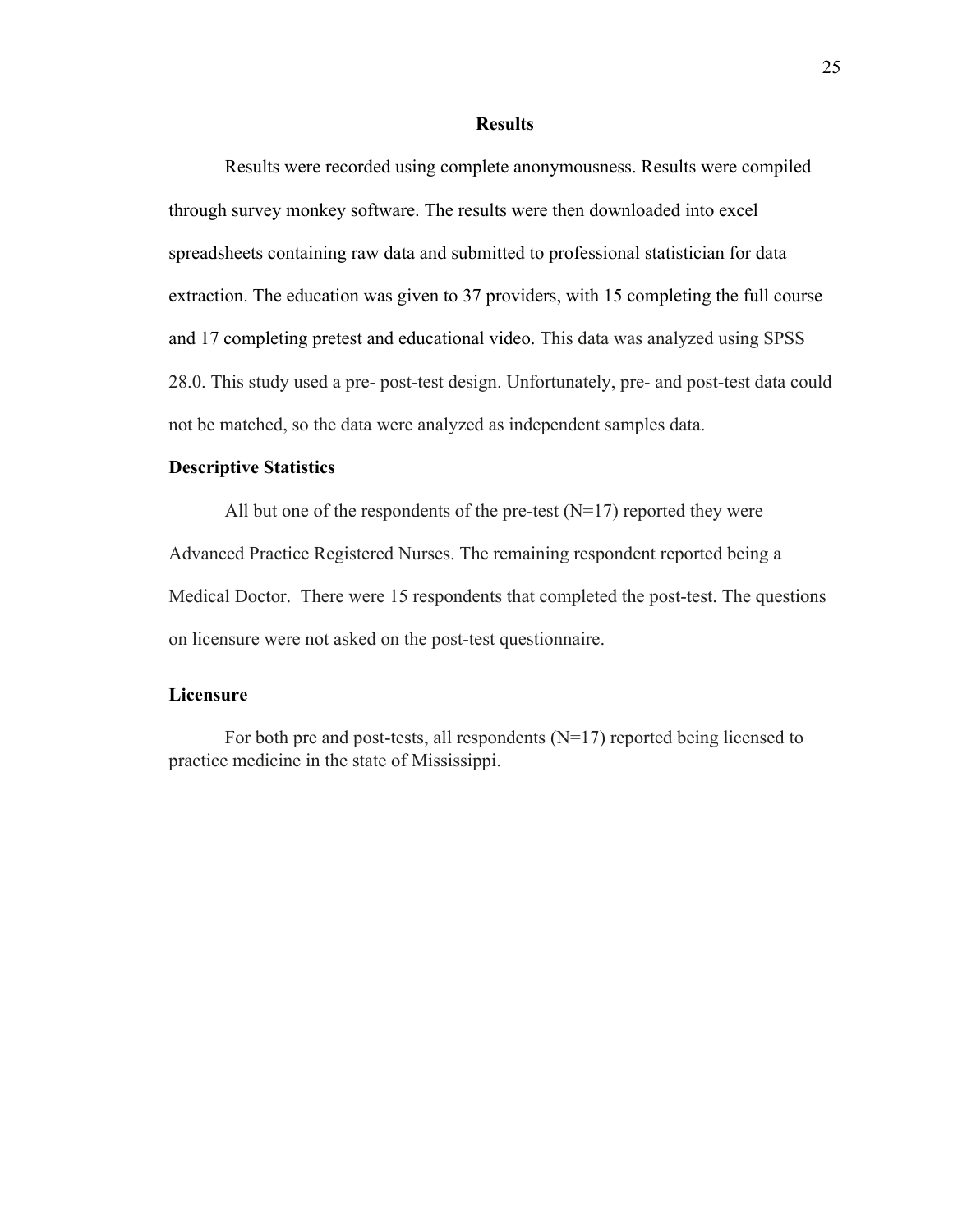# Results

Results were recorded using complete anonymousness. Results were compiled through survey monkey software. The results were then downloaded into excel spreadsheets containing raw data and submitted to professional statistician for data extraction. The education was given to 37 providers, with 15 completing the full course and 17 completing pretest and educational video. This data was analyzed using SPSS 28.0. This study used a pre- post-test design. Unfortunately, pre- and post-test data could not be matched, so the data were analyzed as independent samples data.

## Descriptive Statistics

All but one of the respondents of the pre-test (N=17) reported they were Advanced Practice Registered Nurses. The remaining respondent reported being a Medical Doctor. There were 15 respondents that completed the post-test. The questions on licensure were not asked on the post-test questionnaire.

## Licensure

For both pre and post-tests, all respondents (N=17) reported being licensed to practice medicine in the state of Mississippi.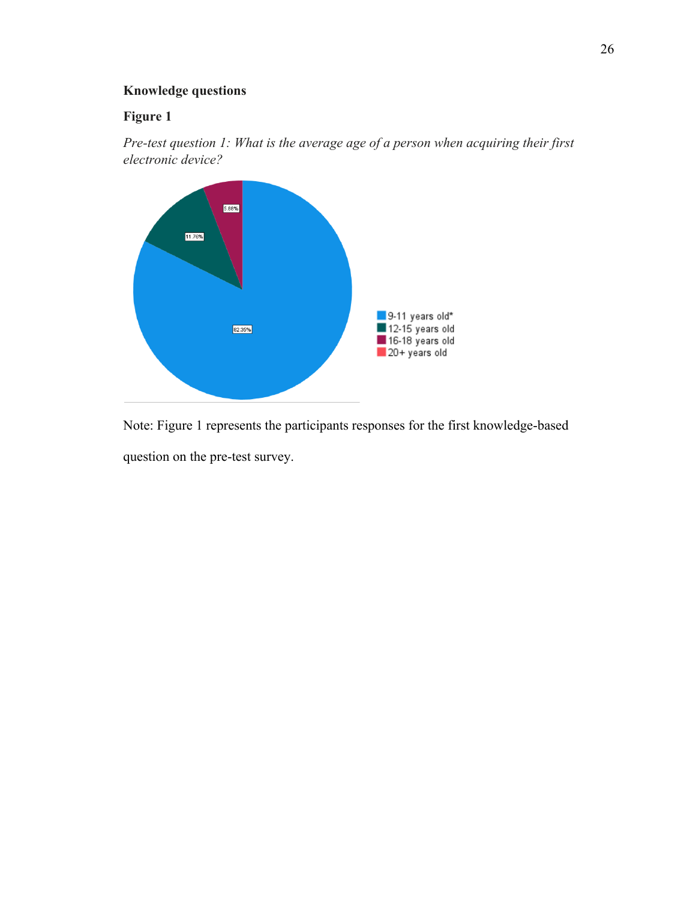**Knowledge questions**

**Figure 1**

*Pre-test question 1: What is the average age of a person when acquiring their first electronic device?*

5.88%

11.76%

82.35%

- 9-11 years old*
- 12-15 years old
- 16-18 years old
- 20+ years old

Note: Figure 1 represents the participants responses for the first knowledge-based question on the pre-test survey.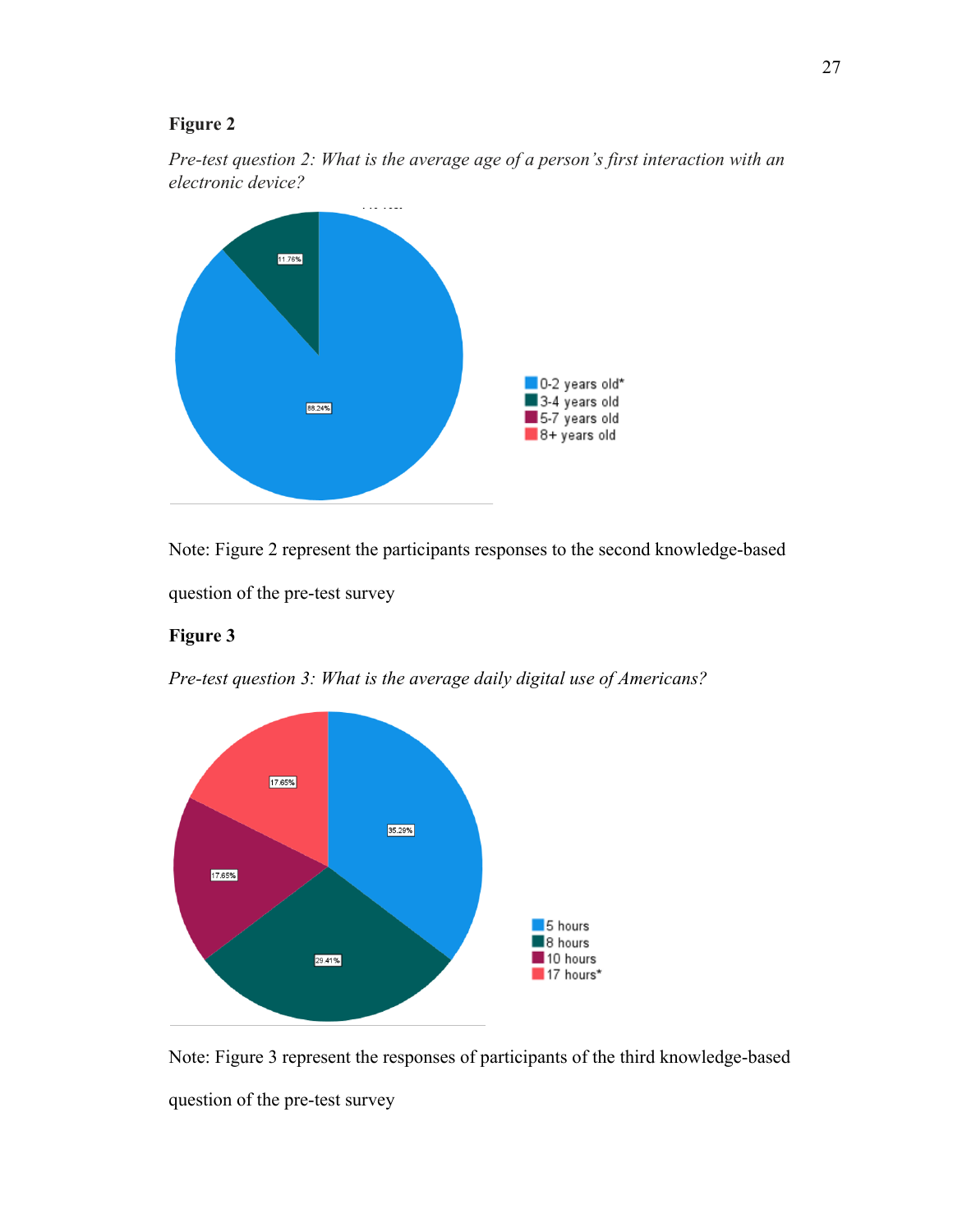**Figure 2**

*Pre-test question 2: What is the average age of a person's first interaction with an electronic device?*

Note: Figure 2 represent the participants responses to the second knowledge-based question of the pre-test survey

**Figure 3**

*Pre-test question 3: What is the average daily digital use of Americans?*

Note: Figure 3 represent the responses of participants of the third knowledge-based question of the pre-test survey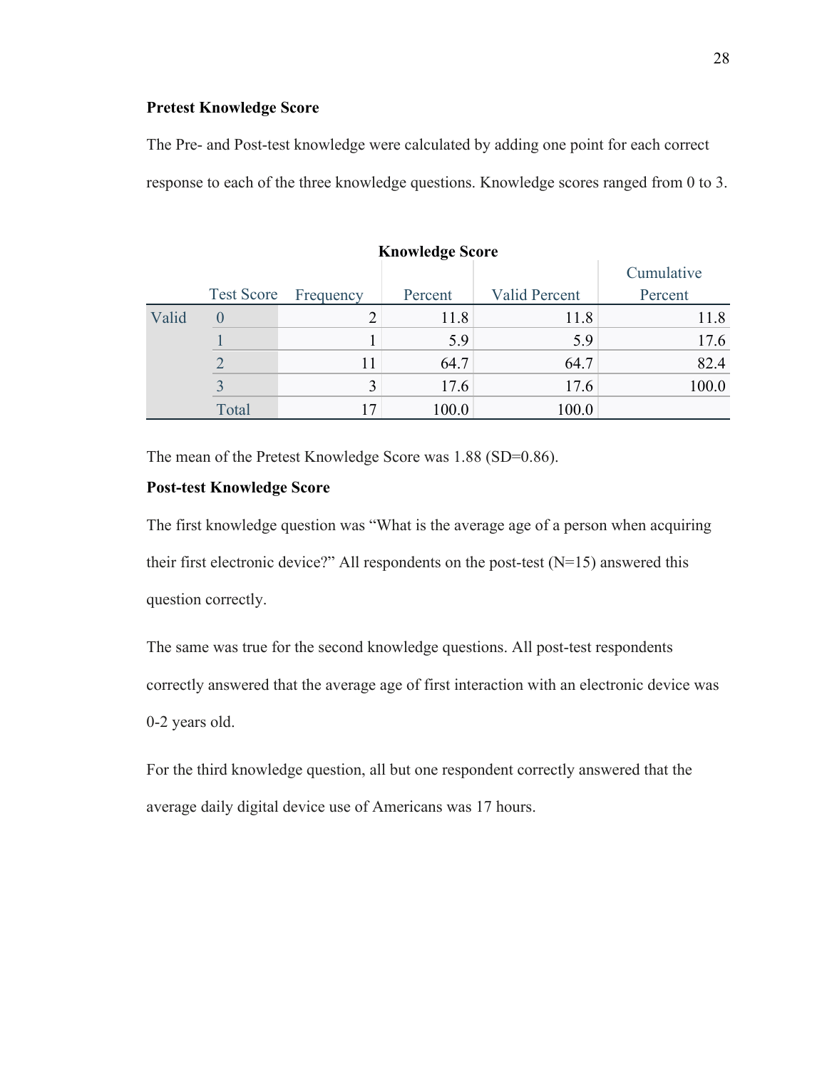**Pretest Knowledge Score**

The Pre- and Post-test knowledge were calculated by adding one point for each correct response to each of the three knowledge questions. Knowledge scores ranged from 0 to 3.

**Knowledge Score**

| | Test Score | Frequency | Percent | Valid Percent | Cumulative Percent |
|---|---|---|---|---|---|
| Valid | 0 | 2 | 11.8 | 11.8 | 11.8 |
| | 1 | 1 | 5.9 | 5.9 | 17.6 |
| | 2 | 11 | 64.7 | 64.7 | 82.4 |
| | 3 | 3 | 17.6 | 17.6 | 100.0 |
| | Total | 17 | 100.0 | 100.0 | |

The mean of the Pretest Knowledge Score was 1.88 (SD=0.86).

**Post-test Knowledge Score**

The first knowledge question was "What is the average age of a person when acquiring their first electronic device?" All respondents on the post-test (N=15) answered this question correctly.

The same was true for the second knowledge questions. All post-test respondents correctly answered that the average age of first interaction with an electronic device was 0-2 years old.

For the third knowledge question, all but one respondent correctly answered that the average daily digital device use of Americans was 17 hours.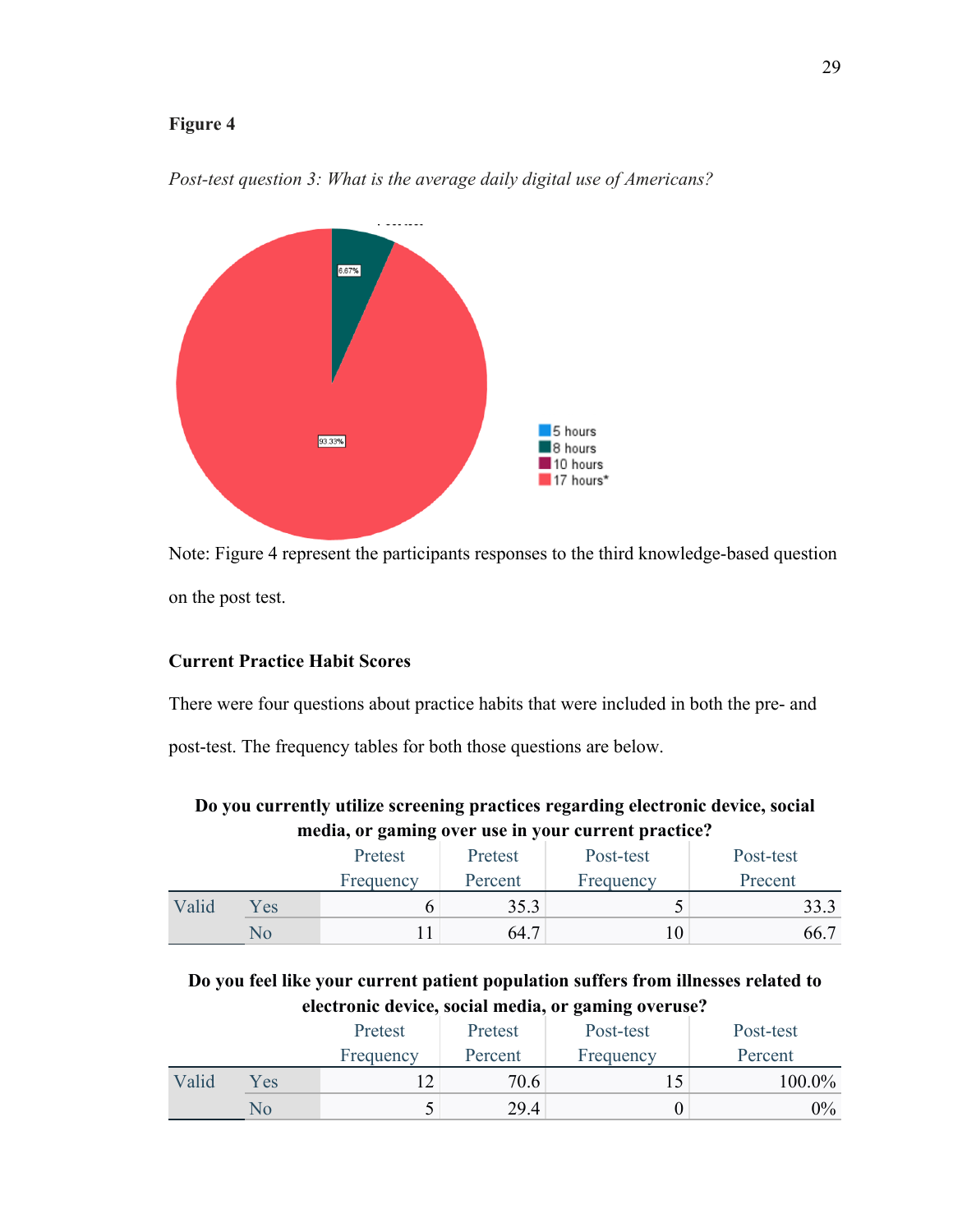**Figure 4**

*Post-test question 3: What is the average daily digital use of Americans?*

Note: Figure 4 represent the participants responses to the third knowledge-based question on the post test.

**Current Practice Habit Scores**

There were four questions about practice habits that were included in both the pre- and post-test. The frequency tables for both those questions are below.

**Do you currently utilize screening practices regarding electronic device, social media, or gaming over use in your current practice?**

| | | Pretest Frequency | Pretest Percent | Post-test Frequency | Post-test Precent |
|---|---|---|---|---|---|
| Valid | Yes | 6 | 35.3 | 5 | 33.3 |
| | No | 11 | 64.7 | 10 | 66.7 |

**Do you feel like your current patient population suffers from illnesses related to electronic device, social media, or gaming overuse?**

| | | Pretest Frequency | Pretest Percent | Post-test Frequency | Post-test Percent |
|---|---|---|---|---|---|
| Valid | Yes | 12 | 70.6 | 15 | 100.0% |
| | No | 5 | 29.4 | 0 | 0% |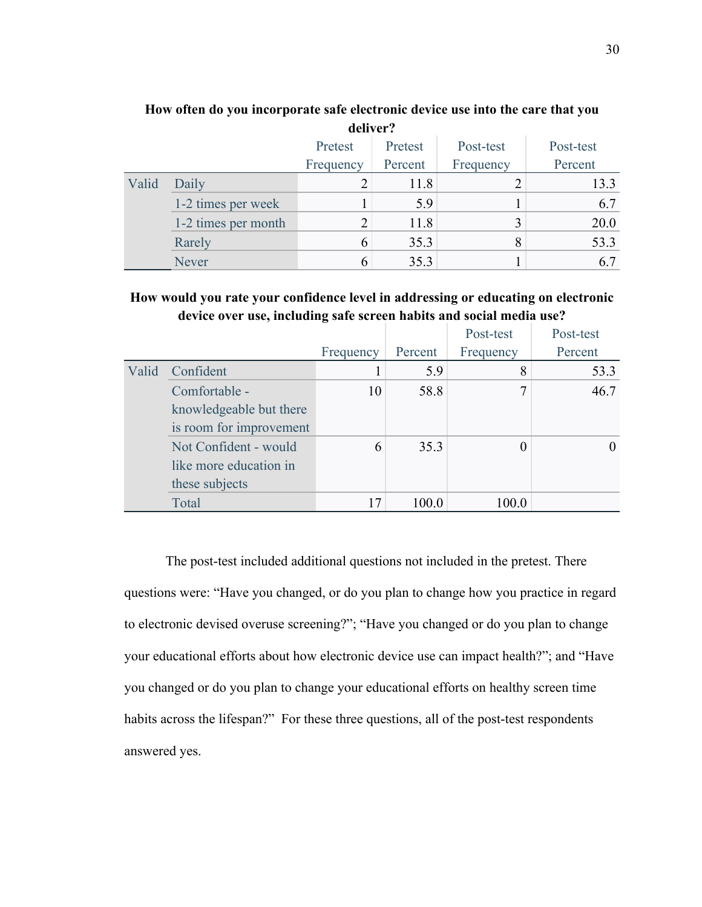**How often do you incorporate safe electronic device use into the care that you deliver?**

| | | Pretest Frequency | Pretest Percent | Post-test Frequency | Post-test Percent |
|---|---|---|---|---|---|
| Valid | Daily | 2 | 11.8 | 2 | 13.3 |
| | 1-2 times per week | 1 | 5.9 | 1 | 6.7 |
| | 1-2 times per month | 2 | 11.8 | 3 | 20.0 |
| | Rarely | 6 | 35.3 | 8 | 53.3 |
| | Never | 6 | 35.3 | 1 | 6.7 |

**How would you rate your confidence level in addressing or educating on electronic device over use, including safe screen habits and social media use?**

| | | Frequency | Percent | Post-test Frequency | Post-test Percent |
|---|---|---|---|---|---|
| Valid | Confident | 1 | 5.9 | 8 | 53.3 |
| | Comfortable - knowledgeable but there is room for improvement | 10 | 58.8 | 7 | 46.7 |
| | Not Confident - would like more education in these subjects | 6 | 35.3 | 0 | 0 |
| | Total | 17 | 100.0 | 100.0 | |

The post-test included additional questions not included in the pretest. There questions were: "Have you changed, or do you plan to change how you practice in regard to electronic devised overuse screening?"; "Have you changed or do you plan to change your educational efforts about how electronic device use can impact health?"; and "Have you changed or do you plan to change your educational efforts on healthy screen time habits across the lifespan?" For these three questions, all of the post-test respondents answered yes.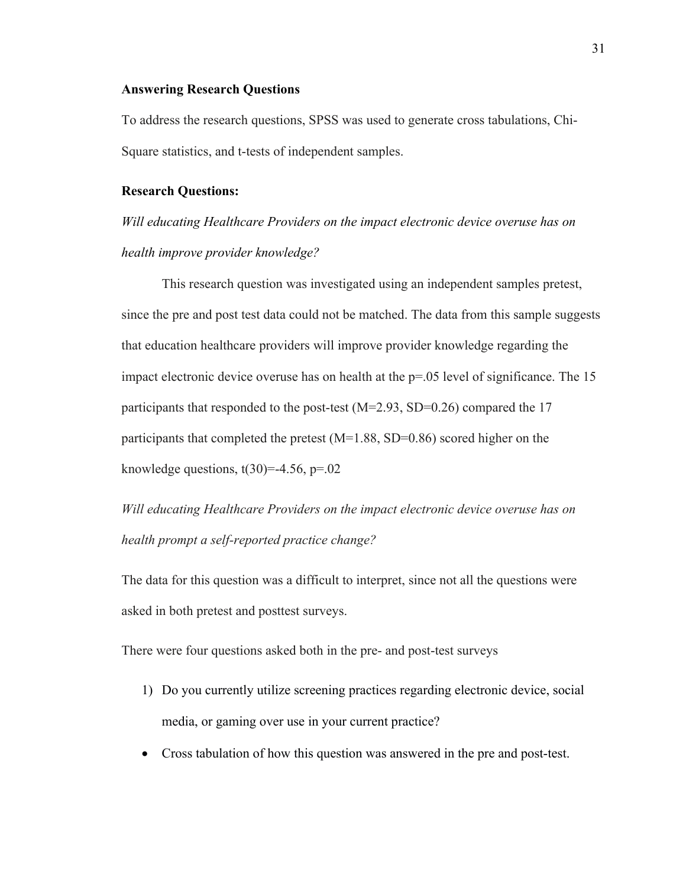**Answering Research Questions**

To address the research questions, SPSS was used to generate cross tabulations, Chi-Square statistics, and t-tests of independent samples.

**Research Questions:**

*Will educating Healthcare Providers on the impact electronic device overuse has on health improve provider knowledge?*

This research question was investigated using an independent samples pretest, since the pre and post test data could not be matched. The data from this sample suggests that education healthcare providers will improve provider knowledge regarding the impact electronic device overuse has on health at the $p=.05$ level of significance. The 15 participants that responded to the post-test ($M=2.93$, $SD=0.26$) compared the 17 participants that completed the pretest ($M=1.88$, $SD=0.86$) scored higher on the knowledge questions, $t(30)=-4.56$, $p=.02$

*Will educating Healthcare Providers on the impact electronic device overuse has on health prompt a self-reported practice change?*

The data for this question was a difficult to interpret, since not all the questions were asked in both pretest and posttest surveys.

There were four questions asked both in the pre- and post-test surveys

1) Do you currently utilize screening practices regarding electronic device, social media, or gaming over use in your current practice?

- Cross tabulation of how this question was answered in the pre and post-test.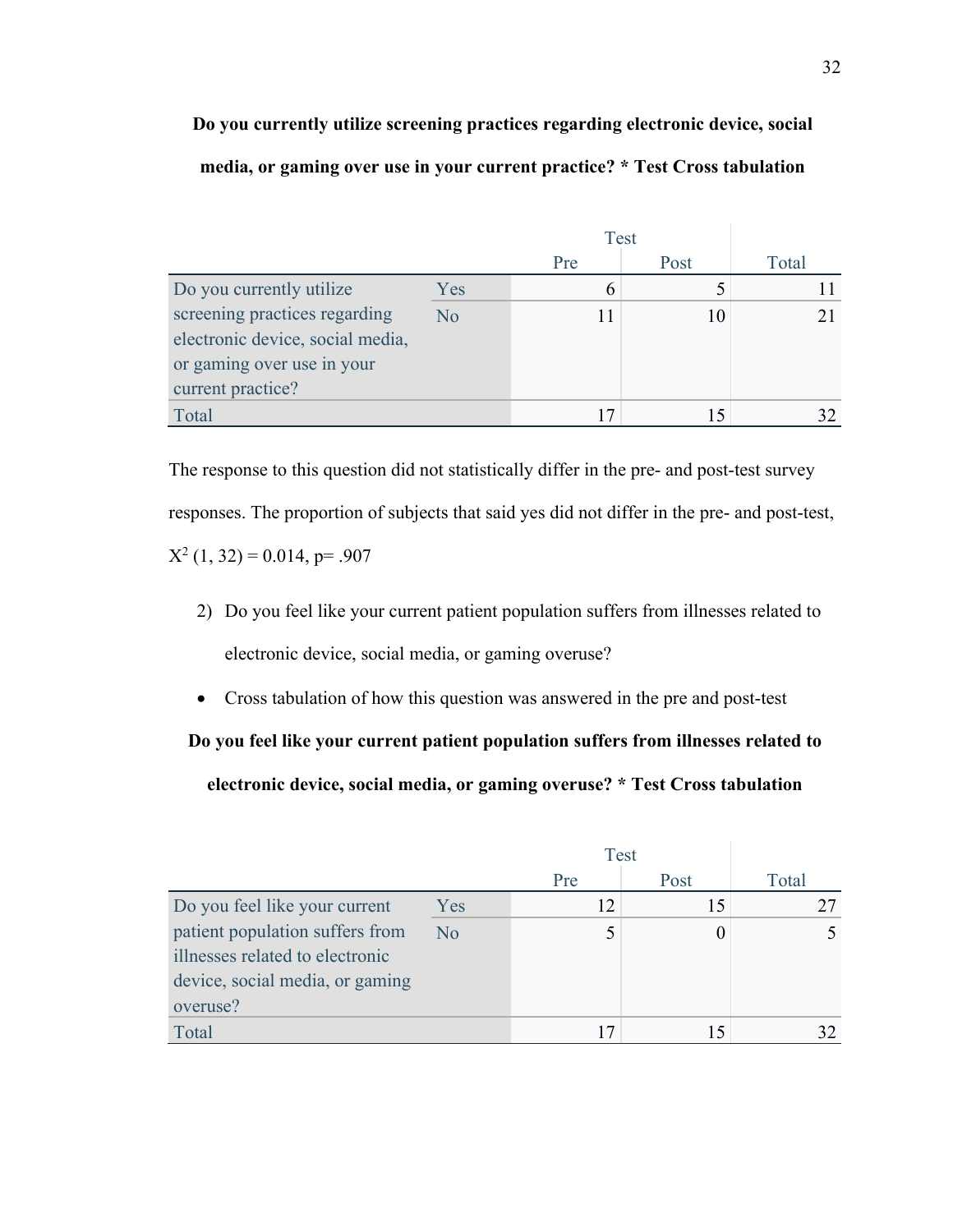**Do you currently utilize screening practices regarding electronic device, social media, or gaming over use in your current practice? * Test Cross tabulation**

| | | Test | | |
|---|---|---|---|---|
| | | Pre | Post | Total |
| Do you currently utilize screening practices regarding electronic device, social media, or gaming over use in your current practice? | Yes | 6 | 5 | 11 |
| | No | 11 | 10 | 21 |
| Total | | 17 | 15 | 32 |

The response to this question did not statistically differ in the pre- and post-test survey responses. The proportion of subjects that said yes did not differ in the pre- and post-test, $X^2$ (1, 32) = 0.014, p= .907

2) Do you feel like your current patient population suffers from illnesses related to electronic device, social media, or gaming overuse?

- Cross tabulation of how this question was answered in the pre and post-test

**Do you feel like your current patient population suffers from illnesses related to electronic device, social media, or gaming overuse? * Test Cross tabulation**

| | | Test | | |
|---|---|---|---|---|
| | | Pre | Post | Total |
| Do you feel like your current patient population suffers from illnesses related to electronic device, social media, or gaming overuse? | Yes | 12 | 15 | 27 |
| | No | 5 | 0 | 5 |
| Total | | 17 | 15 | 32 |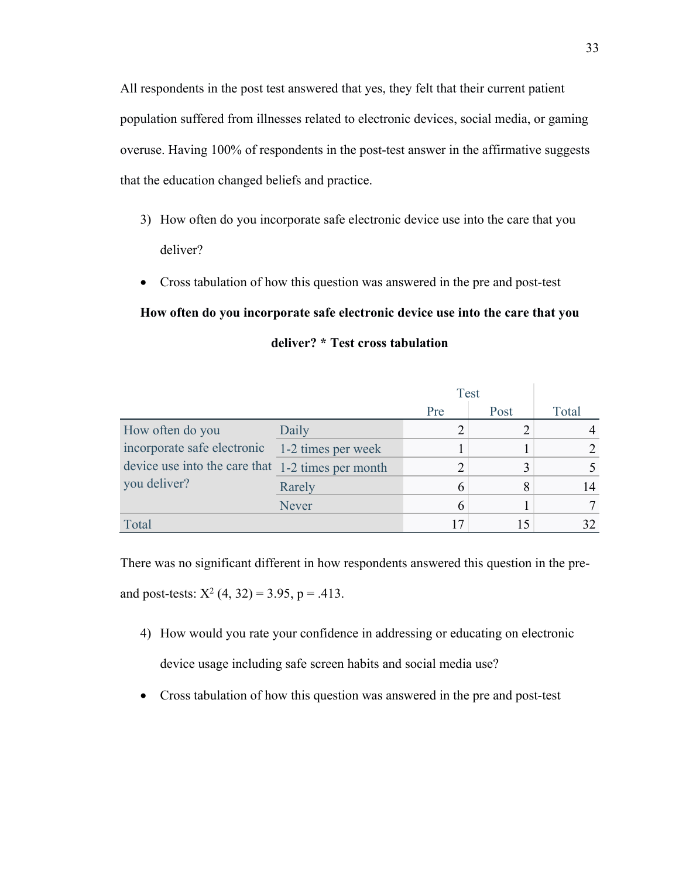All respondents in the post test answered that yes, they felt that their current patient population suffered from illnesses related to electronic devices, social media, or gaming overuse. Having 100% of respondents in the post-test answer in the affirmative suggests that the education changed beliefs and practice.

3) How often do you incorporate safe electronic device use into the care that you deliver?

- Cross tabulation of how this question was answered in the pre and post-test

**How often do you incorporate safe electronic device use into the care that you deliver? * Test cross tabulation**

| | | Test | | |
|---|---|---|---|---|
| | | Pre | Post | Total |
| How often do you incorporate safe electronic device use into the care that you deliver? | Daily | 2 | 2 | 4 |
| | 1-2 times per week | 1 | 1 | 2 |
| | 1-2 times per month | 2 | 3 | 5 |
| | Rarely | 6 | 8 | 14 |
| | Never | 6 | 1 | 7 |
| Total | | 17 | 15 | 32 |

There was no significant different in how respondents answered this question in the pre- and post-tests: $X^2$ (4, 32) = 3.95, p = .413.

4) How would you rate your confidence in addressing or educating on electronic device usage including safe screen habits and social media use?

- Cross tabulation of how this question was answered in the pre and post-test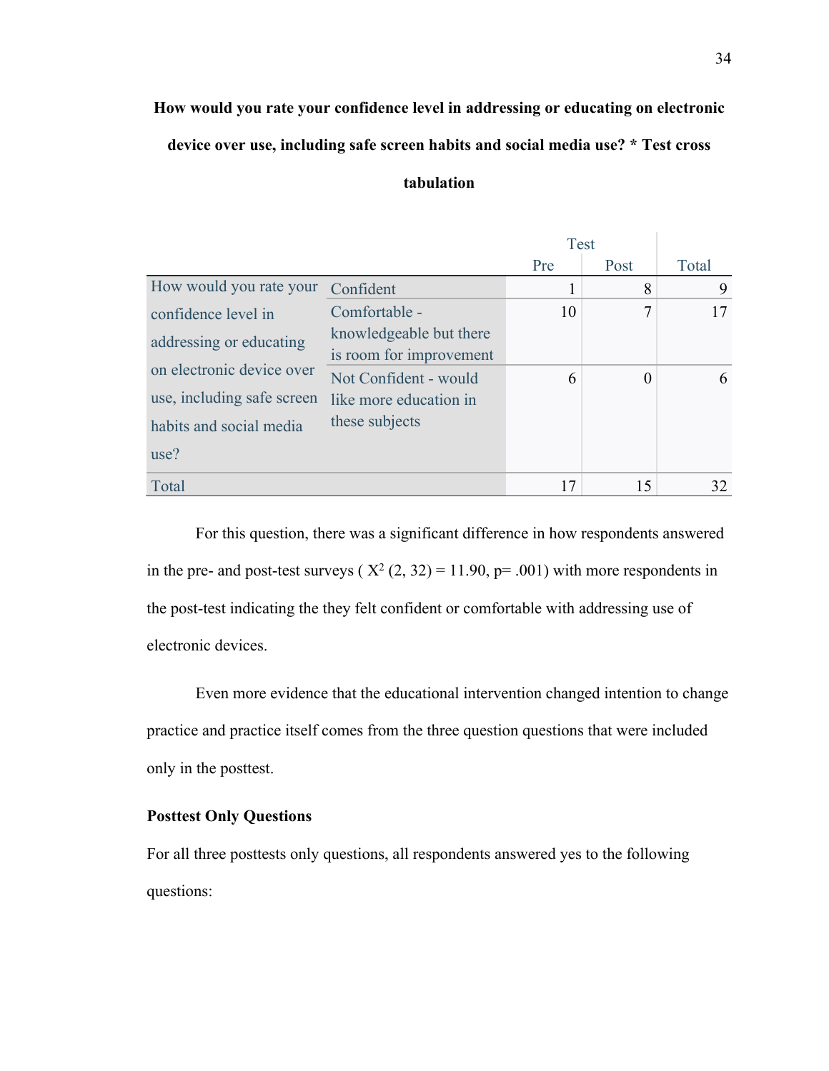**How would you rate your confidence level in addressing or educating on electronic device over use, including safe screen habits and social media use? * Test cross tabulation**

| | | Test | | |
|---|---|---|---|---|
| | | Pre | Post | Total |
| How would you rate your confidence level in addressing or educating on electronic device over use, including safe screen habits and social media use? | Confident | 1 | 8 | 9 |
| | Comfortable - knowledgeable but there is room for improvement | 10 | 7 | 17 |
| | Not Confident - would like more education in these subjects | 6 | 0 | 6 |
| Total | | 17 | 15 | 32 |

For this question, there was a significant difference in how respondents answered in the pre- and post-test surveys ( $X^2$ (2, 32) = 11.90, p= .001) with more respondents in the post-test indicating the they felt confident or comfortable with addressing use of electronic devices.

Even more evidence that the educational intervention changed intention to change practice and practice itself comes from the three question questions that were included only in the posttest.

**Posttest Only Questions**

For all three posttests only questions, all respondents answered yes to the following questions: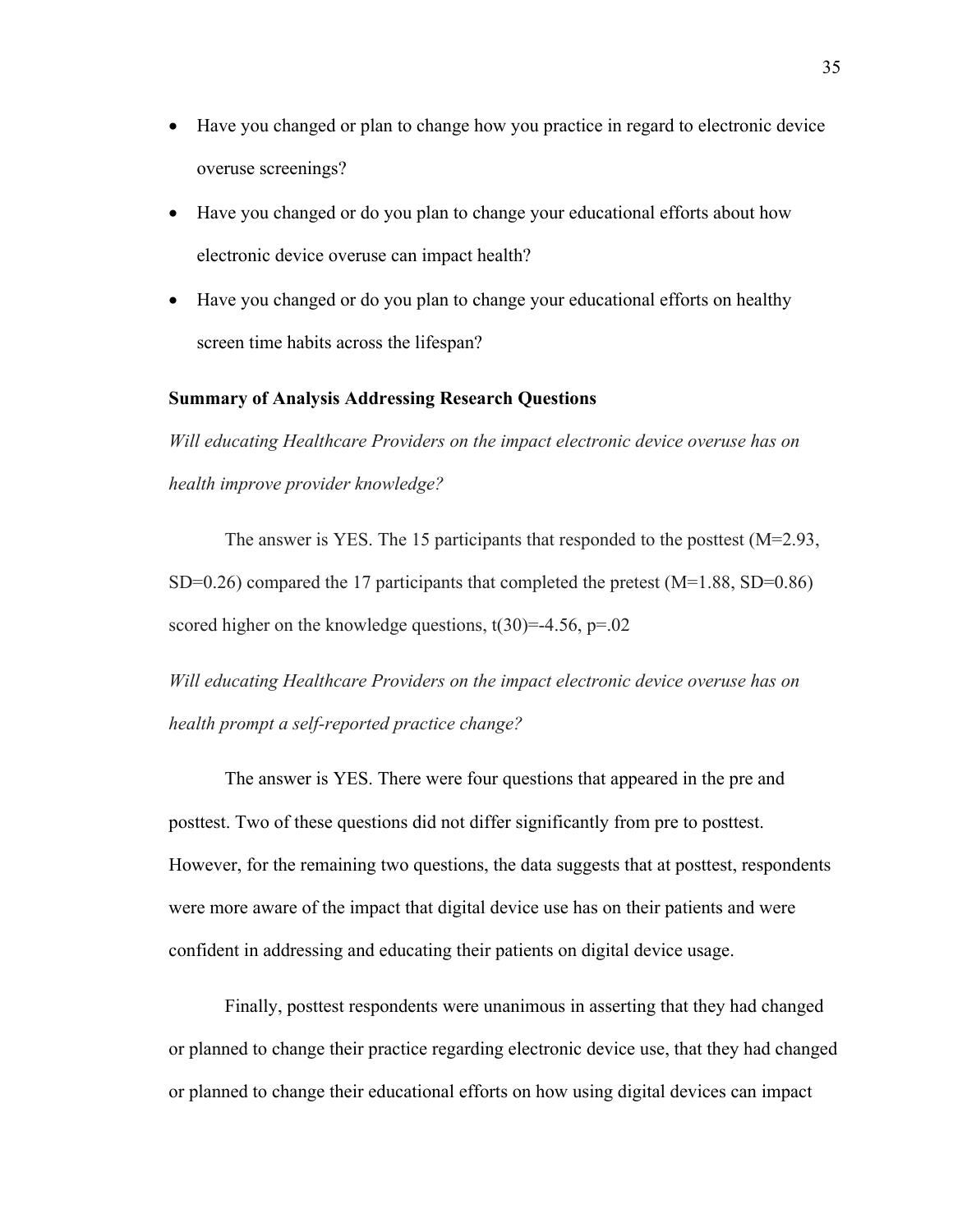- Have you changed or plan to change how you practice in regard to electronic device overuse screenings?
- Have you changed or do you plan to change your educational efforts about how electronic device overuse can impact health?
- Have you changed or do you plan to change your educational efforts on healthy screen time habits across the lifespan?

**Summary of Analysis Addressing Research Questions**

*Will educating Healthcare Providers on the impact electronic device overuse has on health improve provider knowledge?*

The answer is YES. The 15 participants that responded to the posttest ($M=2.93$, $SD=0.26$) compared the 17 participants that completed the pretest ($M=1.88$, $SD=0.86$) scored higher on the knowledge questions, $t(30)=-4.56$, $p=.02$

*Will educating Healthcare Providers on the impact electronic device overuse has on health prompt a self-reported practice change?*

The answer is YES. There were four questions that appeared in the pre and posttest. Two of these questions did not differ significantly from pre to posttest. However, for the remaining two questions, the data suggests that at posttest, respondents were more aware of the impact that digital device use has on their patients and were confident in addressing and educating their patients on digital device usage.

Finally, posttest respondents were unanimous in asserting that they had changed or planned to change their practice regarding electronic device use, that they had changed or planned to change their educational efforts on how using digital devices can impact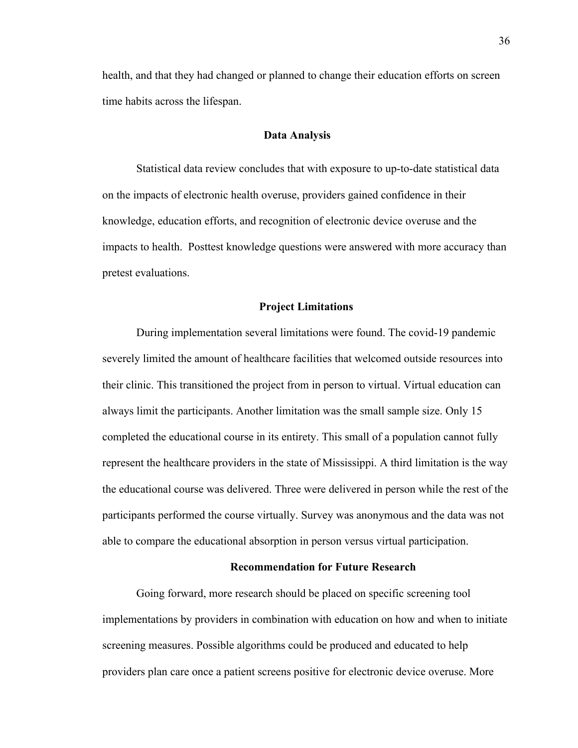health, and that they had changed or planned to change their education efforts on screen time habits across the lifespan.

## Data Analysis

Statistical data review concludes that with exposure to up-to-date statistical data on the impacts of electronic health overuse, providers gained confidence in their knowledge, education efforts, and recognition of electronic device overuse and the impacts to health. Posttest knowledge questions were answered with more accuracy than pretest evaluations.

## Project Limitations

During implementation several limitations were found. The covid-19 pandemic severely limited the amount of healthcare facilities that welcomed outside resources into their clinic. This transitioned the project from in person to virtual. Virtual education can always limit the participants. Another limitation was the small sample size. Only 15 completed the educational course in its entirety. This small of a population cannot fully represent the healthcare providers in the state of Mississippi. A third limitation is the way the educational course was delivered. Three were delivered in person while the rest of the participants performed the course virtually. Survey was anonymous and the data was not able to compare the educational absorption in person versus virtual participation.

## Recommendation for Future Research

Going forward, more research should be placed on specific screening tool implementations by providers in combination with education on how and when to initiate screening measures. Possible algorithms could be produced and educated to help providers plan care once a patient screens positive for electronic device overuse. More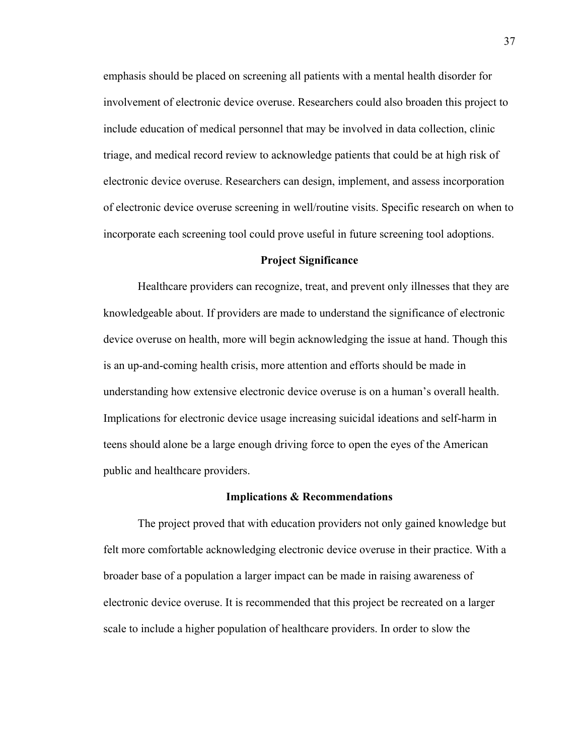emphasis should be placed on screening all patients with a mental health disorder for involvement of electronic device overuse. Researchers could also broaden this project to include education of medical personnel that may be involved in data collection, clinic triage, and medical record review to acknowledge patients that could be at high risk of electronic device overuse. Researchers can design, implement, and assess incorporation of electronic device overuse screening in well/routine visits. Specific research on when to incorporate each screening tool could prove useful in future screening tool adoptions.

## Project Significance

Healthcare providers can recognize, treat, and prevent only illnesses that they are knowledgeable about. If providers are made to understand the significance of electronic device overuse on health, more will begin acknowledging the issue at hand. Though this is an up-and-coming health crisis, more attention and efforts should be made in understanding how extensive electronic device overuse is on a human's overall health. Implications for electronic device usage increasing suicidal ideations and self-harm in teens should alone be a large enough driving force to open the eyes of the American public and healthcare providers.

## Implications & Recommendations

The project proved that with education providers not only gained knowledge but felt more comfortable acknowledging electronic device overuse in their practice. With a broader base of a population a larger impact can be made in raising awareness of electronic device overuse. It is recommended that this project be recreated on a larger scale to include a higher population of healthcare providers. In order to slow the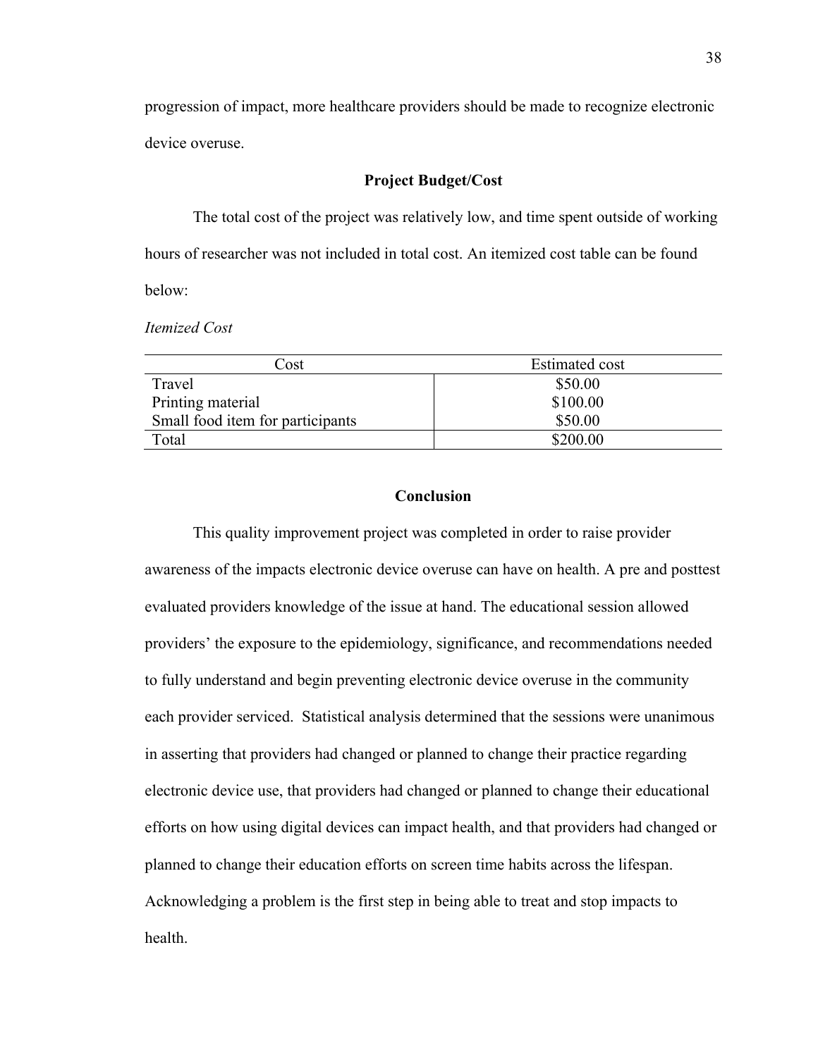progression of impact, more healthcare providers should be made to recognize electronic device overuse.

## Project Budget/Cost

The total cost of the project was relatively low, and time spent outside of working hours of researcher was not included in total cost. An itemized cost table can be found below:

*Itemized Cost*

| Cost | Estimated cost |
|---|---|
| Travel | $50.00 |
| Printing material | $100.00 |
| Small food item for participants | $50.00 |
| Total | $200.00 |

## Conclusion

This quality improvement project was completed in order to raise provider awareness of the impacts electronic device overuse can have on health. A pre and posttest evaluated providers knowledge of the issue at hand. The educational session allowed providers' the exposure to the epidemiology, significance, and recommendations needed to fully understand and begin preventing electronic device overuse in the community each provider serviced. Statistical analysis determined that the sessions were unanimous in asserting that providers had changed or planned to change their practice regarding electronic device use, that providers had changed or planned to change their educational efforts on how using digital devices can impact health, and that providers had changed or planned to change their education efforts on screen time habits across the lifespan. Acknowledging a problem is the first step in being able to treat and stop impacts to health.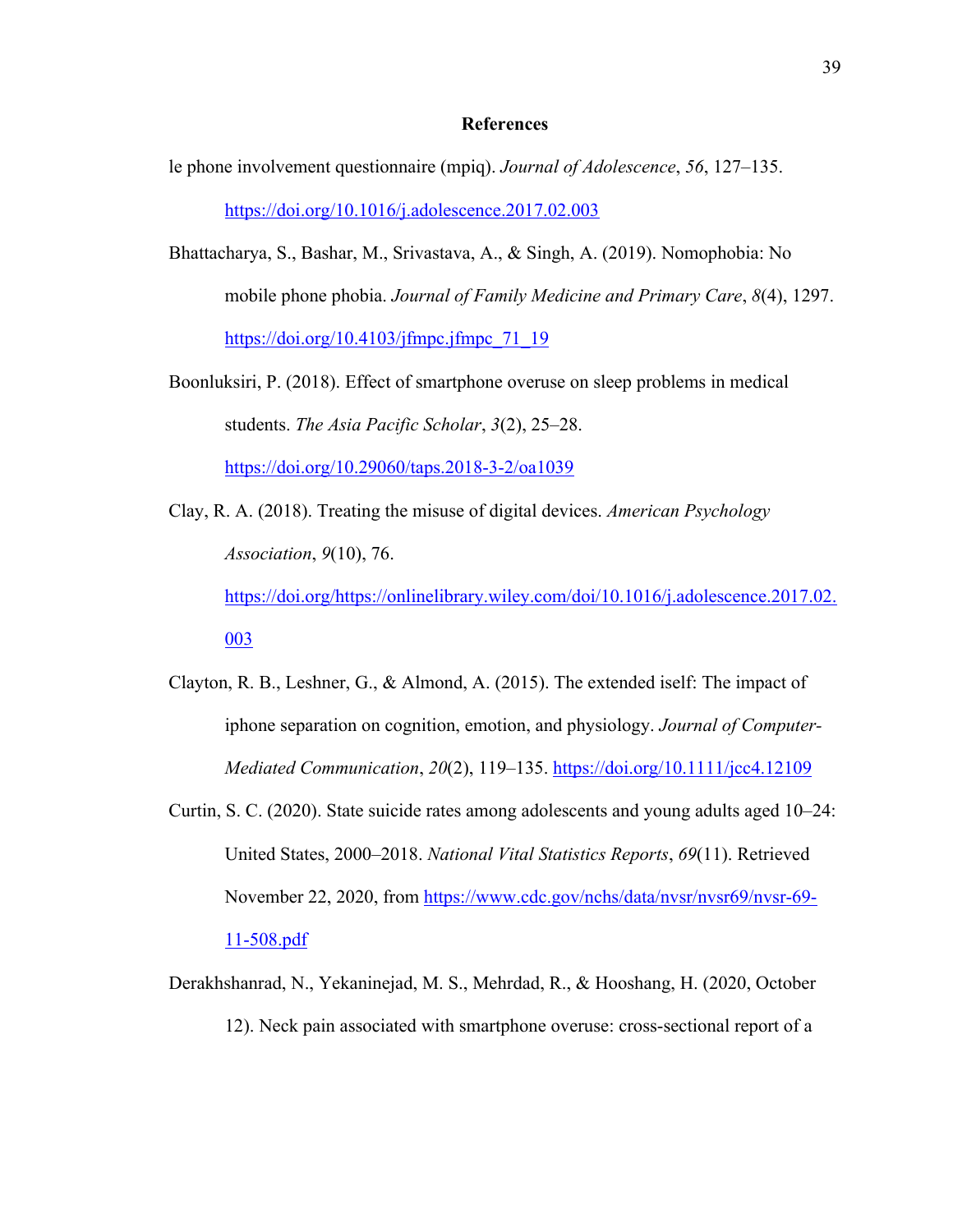# References

le phone involvement questionnaire (mpiq). *Journal of Adolescence*, *56*, 127–135. https://doi.org/10.1016/j.adolescence.2017.02.003

Bhattacharya, S., Bashar, M., Srivastava, A., & Singh, A. (2019). Nomophobia: No mobile phone phobia. *Journal of Family Medicine and Primary Care*, *8*(4), 1297. https://doi.org/10.4103/jfmpc.jfmpc_71_19

Boonluksiri, P. (2018). Effect of smartphone overuse on sleep problems in medical students. *The Asia Pacific Scholar*, *3*(2), 25–28. https://doi.org/10.29060/taps.2018-3-2/oa1039

Clay, R. A. (2018). Treating the misuse of digital devices. *American Psychology Association*, *9*(10), 76. https://doi.org/https://onlinelibrary.wiley.com/doi/10.1016/j.adolescence.2017.02.003

Clayton, R. B., Leshner, G., & Almond, A. (2015). The extended iself: The impact of iphone separation on cognition, emotion, and physiology. *Journal of Computer-Mediated Communication*, *20*(2), 119–135. https://doi.org/10.1111/jcc4.12109

Curtin, S. C. (2020). State suicide rates among adolescents and young adults aged 10–24: United States, 2000–2018. *National Vital Statistics Reports*, *69*(11). Retrieved November 22, 2020, from https://www.cdc.gov/nchs/data/nvsr/nvsr69/nvsr-69-11-508.pdf

Derakhshanrad, N., Yekaninejad, M. S., Mehrdad, R., & Hooshang, H. (2020, October 12). Neck pain associated with smartphone overuse: cross-sectional report of a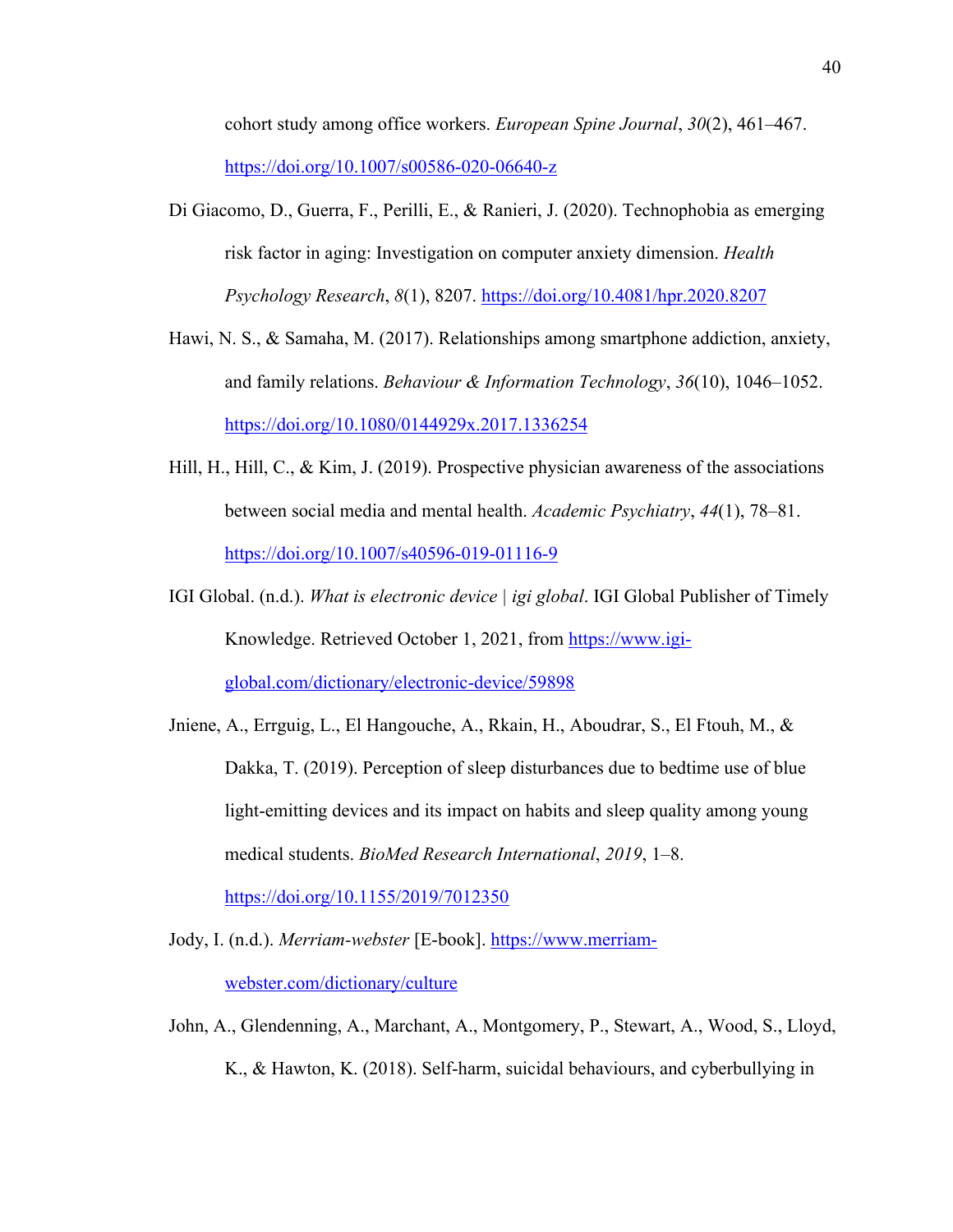cohort study among office workers. *European Spine Journal*, *30*(2), 461–467. https://doi.org/10.1007/s00586-020-06640-z

Di Giacomo, D., Guerra, F., Perilli, E., & Ranieri, J. (2020). Technophobia as emerging risk factor in aging: Investigation on computer anxiety dimension. *Health Psychology Research*, *8*(1), 8207. https://doi.org/10.4081/hpr.2020.8207

Hawi, N. S., & Samaha, M. (2017). Relationships among smartphone addiction, anxiety, and family relations. *Behaviour & Information Technology*, *36*(10), 1046–1052. https://doi.org/10.1080/0144929x.2017.1336254

Hill, H., Hill, C., & Kim, J. (2019). Prospective physician awareness of the associations between social media and mental health. *Academic Psychiatry*, *44*(1), 78–81. https://doi.org/10.1007/s40596-019-01116-9

IGI Global. (n.d.). *What is electronic device | igi global*. IGI Global Publisher of Timely Knowledge. Retrieved October 1, 2021, from https://www.igi-global.com/dictionary/electronic-device/59898

Jniene, A., Errguig, L., El Hangouche, A., Rkain, H., Aboudrar, S., El Ftouh, M., & Dakka, T. (2019). Perception of sleep disturbances due to bedtime use of blue light-emitting devices and its impact on habits and sleep quality among young medical students. *BioMed Research International*, *2019*, 1–8. https://doi.org/10.1155/2019/7012350

Jody, I. (n.d.). *Merriam-webster* [E-book]. https://www.merriam-webster.com/dictionary/culture

John, A., Glendenning, A., Marchant, A., Montgomery, P., Stewart, A., Wood, S., Lloyd, K., & Hawton, K. (2018). Self-harm, suicidal behaviours, and cyberbullying in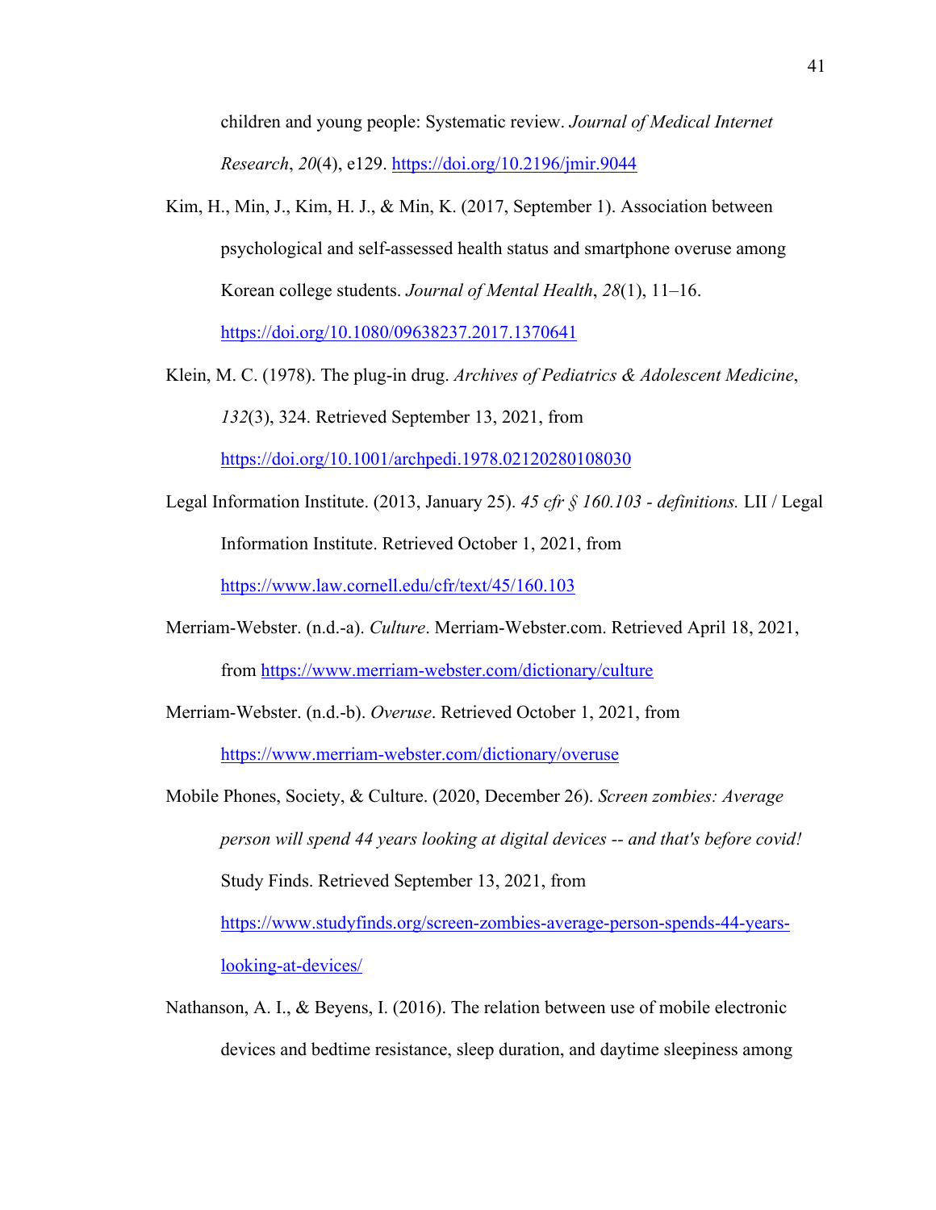children and young people: Systematic review. *Journal of Medical Internet Research*, *20*(4), e129. https://doi.org/10.2196/jmir.9044

Kim, H., Min, J., Kim, H. J., & Min, K. (2017, September 1). Association between psychological and self-assessed health status and smartphone overuse among Korean college students. *Journal of Mental Health*, *28*(1), 11–16. https://doi.org/10.1080/09638237.2017.1370641

Klein, M. C. (1978). The plug-in drug. *Archives of Pediatrics & Adolescent Medicine*, *132*(3), 324. Retrieved September 13, 2021, from https://doi.org/10.1001/archpedi.1978.02120280108030

Legal Information Institute. (2013, January 25). *45 cfr § 160.103 - definitions.* LII / Legal Information Institute. Retrieved October 1, 2021, from https://www.law.cornell.edu/cfr/text/45/160.103

Merriam-Webster. (n.d.-a). *Culture*. Merriam-Webster.com. Retrieved April 18, 2021, from https://www.merriam-webster.com/dictionary/culture

Merriam-Webster. (n.d.-b). *Overuse*. Retrieved October 1, 2021, from https://www.merriam-webster.com/dictionary/overuse

Mobile Phones, Society, & Culture. (2020, December 26). *Screen zombies: Average person will spend 44 years looking at digital devices -- and that's before covid!* Study Finds. Retrieved September 13, 2021, from https://www.studyfinds.org/screen-zombies-average-person-spends-44-years-looking-at-devices/

Nathanson, A. I., & Beyens, I. (2016). The relation between use of mobile electronic devices and bedtime resistance, sleep duration, and daytime sleepiness among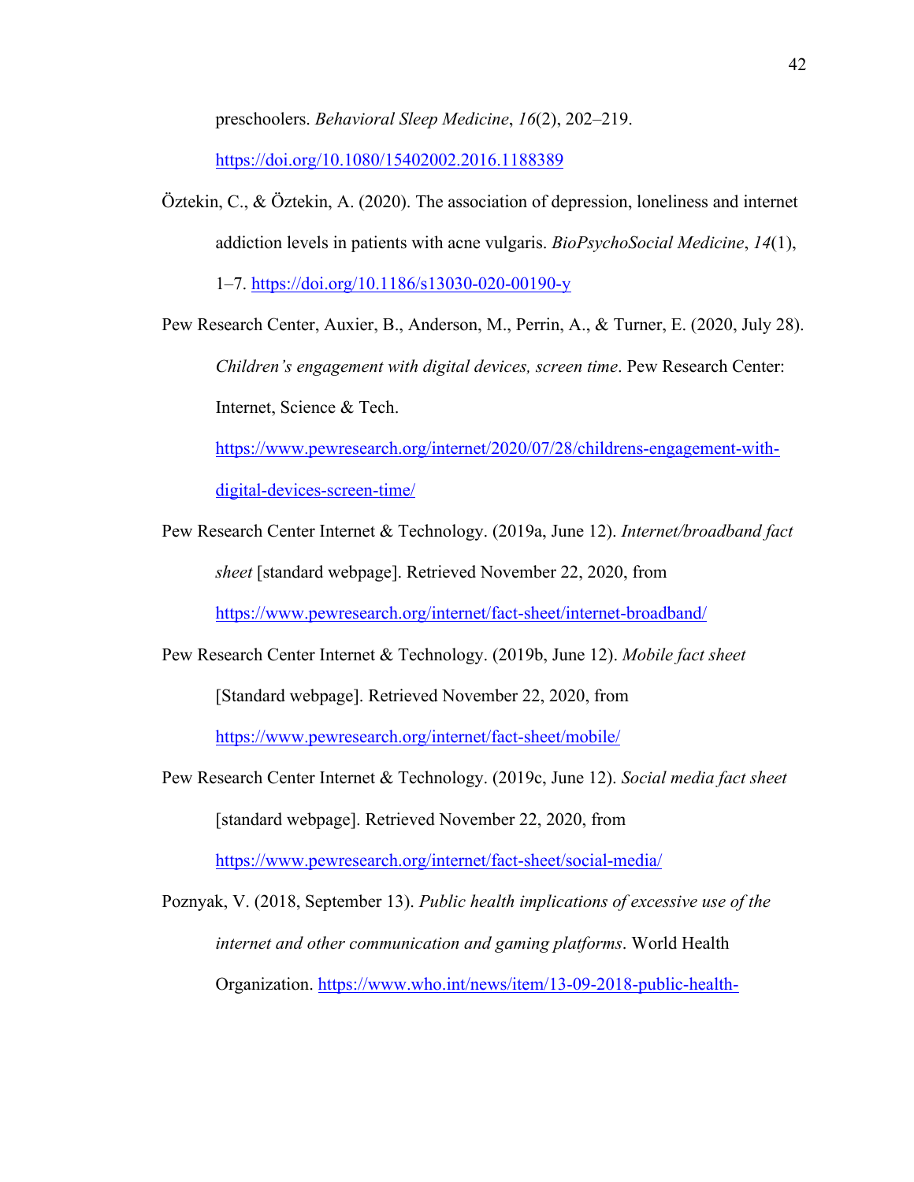preschoolers. *Behavioral Sleep Medicine*, *16*(2), 202–219. https://doi.org/10.1080/15402002.2016.1188389

Öztekin, C., & Öztekin, A. (2020). The association of depression, loneliness and internet addiction levels in patients with acne vulgaris. *BioPsychoSocial Medicine*, *14*(1), 1–7. https://doi.org/10.1186/s13030-020-00190-y

Pew Research Center, Auxier, B., Anderson, M., Perrin, A., & Turner, E. (2020, July 28). *Children's engagement with digital devices, screen time*. Pew Research Center: Internet, Science & Tech. https://www.pewresearch.org/internet/2020/07/28/childrens-engagement-with-digital-devices-screen-time/

Pew Research Center Internet & Technology. (2019a, June 12). *Internet/broadband fact sheet* [standard webpage]. Retrieved November 22, 2020, from https://www.pewresearch.org/internet/fact-sheet/internet-broadband/

Pew Research Center Internet & Technology. (2019b, June 12). *Mobile fact sheet* [Standard webpage]. Retrieved November 22, 2020, from https://www.pewresearch.org/internet/fact-sheet/mobile/

Pew Research Center Internet & Technology. (2019c, June 12). *Social media fact sheet* [standard webpage]. Retrieved November 22, 2020, from https://www.pewresearch.org/internet/fact-sheet/social-media/

Poznyak, V. (2018, September 13). *Public health implications of excessive use of the internet and other communication and gaming platforms*. World Health Organization. https://www.who.int/news/item/13-09-2018-public-health-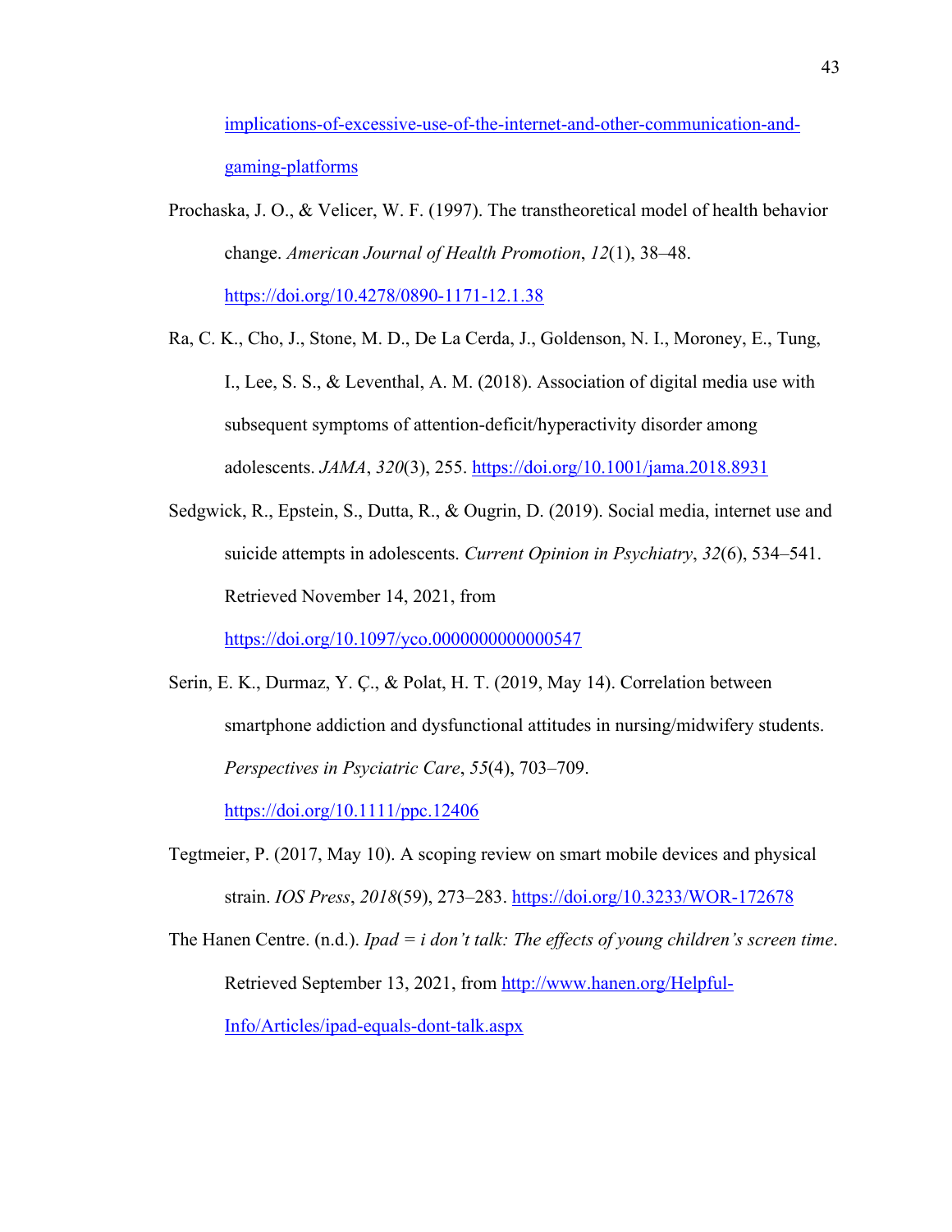[implications-of-excessive-use-of-the-internet-and-other-communication-and-gaming-platforms](implications-of-excessive-use-of-the-internet-and-other-communication-and-gaming-platforms)

Prochaska, J. O., & Velicer, W. F. (1997). The transtheoretical model of health behavior change. *American Journal of Health Promotion*, *12*(1), 38–48. https://doi.org/10.4278/0890-1171-12.1.38

Ra, C. K., Cho, J., Stone, M. D., De La Cerda, J., Goldenson, N. I., Moroney, E., Tung, I., Lee, S. S., & Leventhal, A. M. (2018). Association of digital media use with subsequent symptoms of attention-deficit/hyperactivity disorder among adolescents. *JAMA*, *320*(3), 255. https://doi.org/10.1001/jama.2018.8931

Sedgwick, R., Epstein, S., Dutta, R., & Ougrin, D. (2019). Social media, internet use and suicide attempts in adolescents. *Current Opinion in Psychiatry*, *32*(6), 534–541. Retrieved November 14, 2021, from https://doi.org/10.1097/yco.0000000000000547

Serin, E. K., Durmaz, Y. Ç., & Polat, H. T. (2019, May 14). Correlation between smartphone addiction and dysfunctional attitudes in nursing/midwifery students. *Perspectives in Psyciatric Care*, *55*(4), 703–709. https://doi.org/10.1111/ppc.12406

Tegtmeier, P. (2017, May 10). A scoping review on smart mobile devices and physical strain. *IOS Press*, *2018*(59), 273–283. https://doi.org/10.3233/WOR-172678

The Hanen Centre. (n.d.). *Ipad = i don't talk: The effects of young children's screen time*. Retrieved September 13, 2021, from http://www.hanen.org/Helpful-Info/Articles/ipad-equals-dont-talk.aspx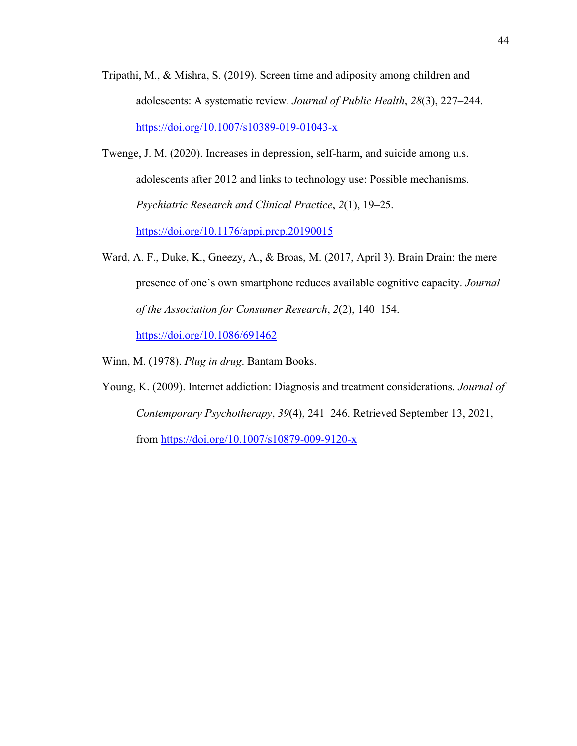Tripathi, M., & Mishra, S. (2019). Screen time and adiposity among children and adolescents: A systematic review. *Journal of Public Health*, *28*(3), 227–244. https://doi.org/10.1007/s10389-019-01043-x

Twenge, J. M. (2020). Increases in depression, self-harm, and suicide among u.s. adolescents after 2012 and links to technology use: Possible mechanisms. *Psychiatric Research and Clinical Practice*, *2*(1), 19–25. https://doi.org/10.1176/appi.prcp.20190015

Ward, A. F., Duke, K., Gneezy, A., & Broas, M. (2017, April 3). Brain Drain: the mere presence of one's own smartphone reduces available cognitive capacity. *Journal of the Association for Consumer Research*, *2*(2), 140–154. https://doi.org/10.1086/691462

Winn, M. (1978). *Plug in drug*. Bantam Books.

Young, K. (2009). Internet addiction: Diagnosis and treatment considerations. *Journal of Contemporary Psychotherapy*, *39*(4), 241–246. Retrieved September 13, 2021, from https://doi.org/10.1007/s10879-009-9120-x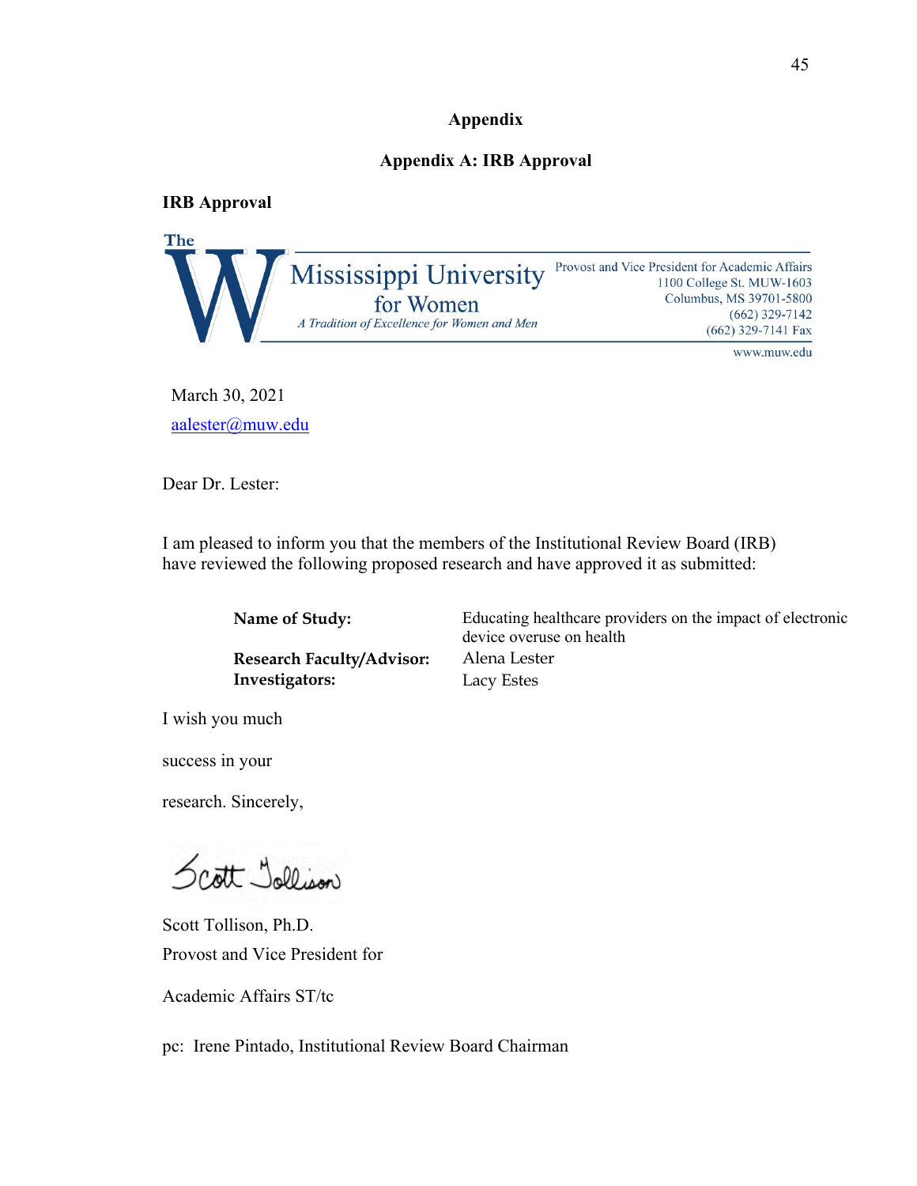# Appendix

## Appendix A: IRB Approval

**IRB Approval**

The W Mississippi University for Women
*A Tradition of Excellence for Women and Men*

Provost and Vice President for Academic Affairs
1100 College St. MUW-1603
Columbus, MS 39701-5800
(662) 329-7142
(662) 329-7141 Fax
www.muw.edu

March 30, 2021

aalester@muw.edu

Dear Dr. Lester:

I am pleased to inform you that the members of the Institutional Review Board (IRB) have reviewed the following proposed research and have approved it as submitted:

**Name of Study:** Educating healthcare providers on the impact of electronic device overuse on health

**Research Faculty/Advisor:** Alena Lester

**Investigators:** Lacy Estes

I wish you much

success in your

research. Sincerely,

Scott Tollison

Scott Tollison, Ph.D.

Provost and Vice President for

Academic Affairs ST/tc

pc: Irene Pintado, Institutional Review Board Chairman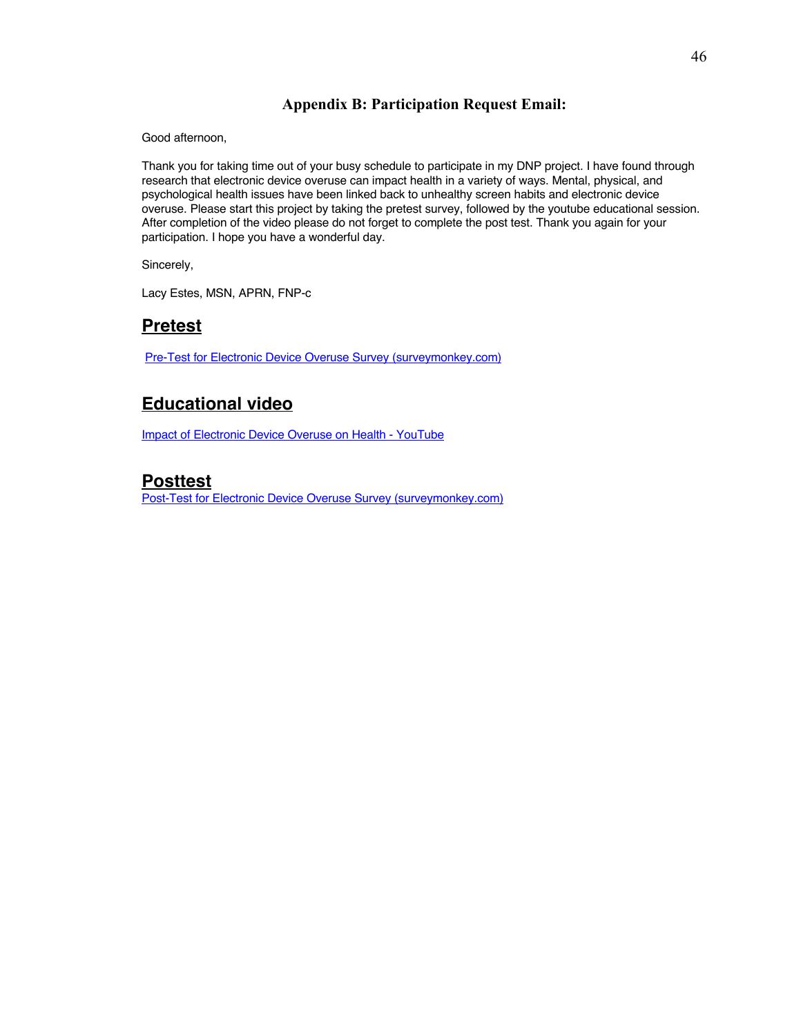## Appendix B: Participation Request Email:

Good afternoon,

Thank you for taking time out of your busy schedule to participate in my DNP project. I have found through research that electronic device overuse can impact health in a variety of ways. Mental, physical, and psychological health issues have been linked back to unhealthy screen habits and electronic device overuse. Please start this project by taking the pretest survey, followed by the youtube educational session. After completion of the video please do not forget to complete the post test. Thank you again for your participation. I hope you have a wonderful day.

Sincerely,

Lacy Estes, MSN, APRN, FNP-c

### Pretest

Pre-Test for Electronic Device Overuse Survey (surveymonkey.com)

### Educational video

Impact of Electronic Device Overuse on Health - YouTube

### Posttest

Post-Test for Electronic Device Overuse Survey (surveymonkey.com)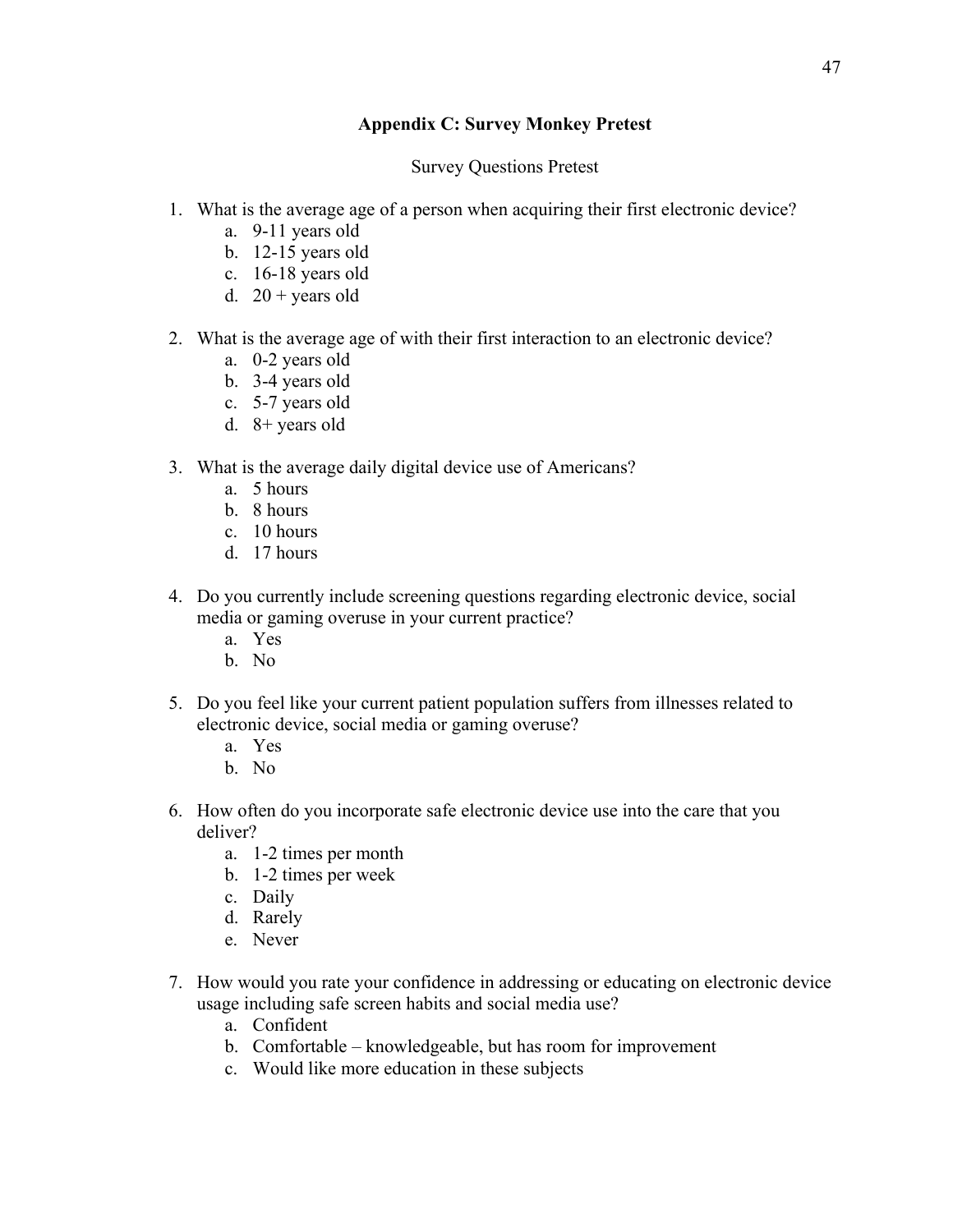## Appendix C: Survey Monkey Pretest

Survey Questions Pretest

1. What is the average age of a person when acquiring their first electronic device?
    a. 9-11 years old
    b. 12-15 years old
    c. 16-18 years old
    d. 20 + years old

2. What is the average age of with their first interaction to an electronic device?
    a. 0-2 years old
    b. 3-4 years old
    c. 5-7 years old
    d. 8+ years old

3. What is the average daily digital device use of Americans?
    a. 5 hours
    b. 8 hours
    c. 10 hours
    d. 17 hours

4. Do you currently include screening questions regarding electronic device, social media or gaming overuse in your current practice?
    a. Yes
    b. No

5. Do you feel like your current patient population suffers from illnesses related to electronic device, social media or gaming overuse?
    a. Yes
    b. No

6. How often do you incorporate safe electronic device use into the care that you deliver?
    a. 1-2 times per month
    b. 1-2 times per week
    c. Daily
    d. Rarely
    e. Never

7. How would you rate your confidence in addressing or educating on electronic device usage including safe screen habits and social media use?
    a. Confident
    b. Comfortable – knowledgeable, but has room for improvement
    c. Would like more education in these subjects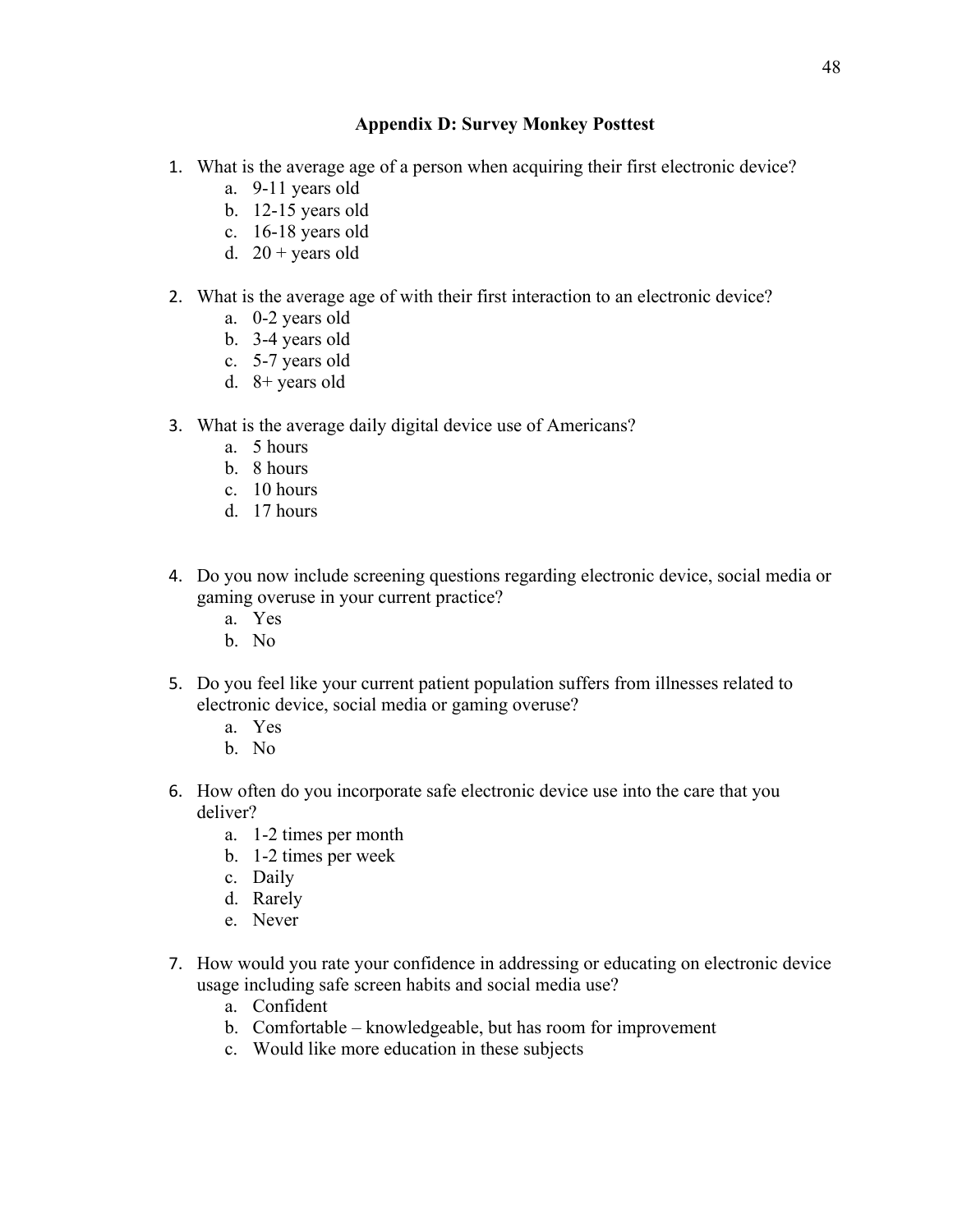## Appendix D: Survey Monkey Posttest

1. What is the average age of a person when acquiring their first electronic device?
    a. 9-11 years old
    b. 12-15 years old
    c. 16-18 years old
    d. 20 + years old

2. What is the average age of with their first interaction to an electronic device?
    a. 0-2 years old
    b. 3-4 years old
    c. 5-7 years old
    d. 8+ years old

3. What is the average daily digital device use of Americans?
    a. 5 hours
    b. 8 hours
    c. 10 hours
    d. 17 hours

4. Do you now include screening questions regarding electronic device, social media or gaming overuse in your current practice?
    a. Yes
    b. No

5. Do you feel like your current patient population suffers from illnesses related to electronic device, social media or gaming overuse?
    a. Yes
    b. No

6. How often do you incorporate safe electronic device use into the care that you deliver?
    a. 1-2 times per month
    b. 1-2 times per week
    c. Daily
    d. Rarely
    e. Never

7. How would you rate your confidence in addressing or educating on electronic device usage including safe screen habits and social media use?
    a. Confident
    b. Comfortable – knowledgeable, but has room for improvement
    c. Would like more education in these subjects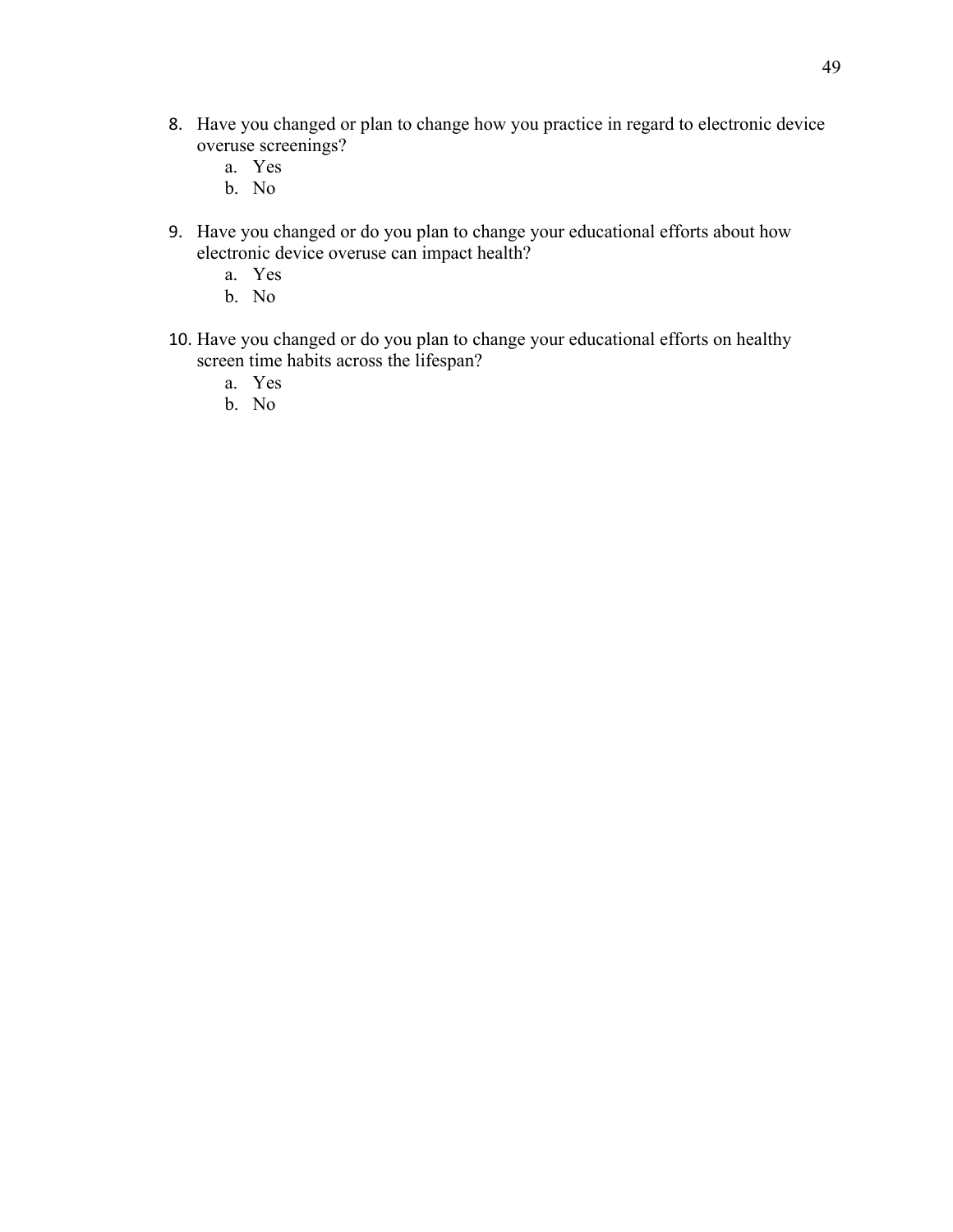8. Have you changed or plan to change how you practice in regard to electronic device overuse screenings?
    a. Yes
    b. No

9. Have you changed or do you plan to change your educational efforts about how electronic device overuse can impact health?
    a. Yes
    b. No

10. Have you changed or do you plan to change your educational efforts on healthy screen time habits across the lifespan?
    a. Yes
    b. No